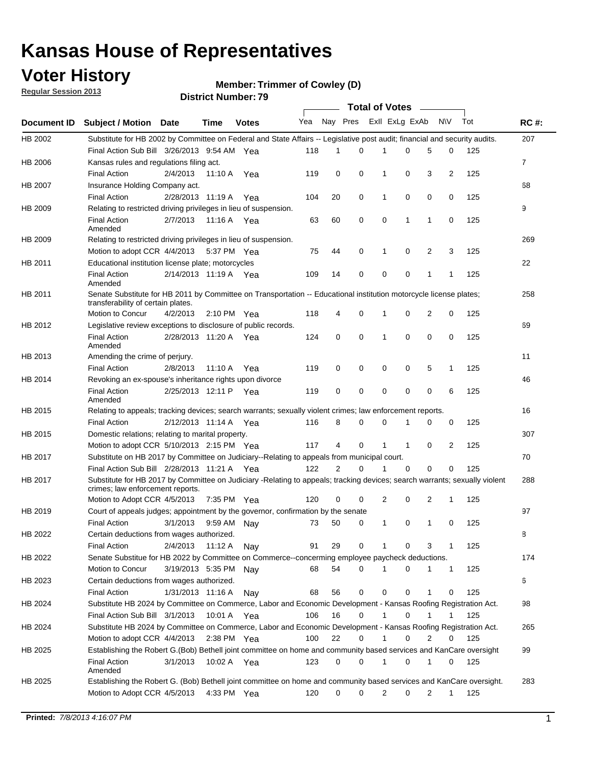# Kansas House of Representatives

## Voter History

**Regular Session 2013**

**Member: Trimmer of Cowley (D)**

**District Number: 79**

| Document ID | Subject / Motion | Date | Time | Votes | Yea | Nay | Pres | ExII | ExLg | ExAb | N\V | Tot | RC #: |
|---|---|---|---|---|---|---|---|---|---|---|---|---|---|
| HB 2002 | Substitute for HB 2002 by Committee on Federal and State Affairs -- Legislative post audit; financial and security audits. | | | | | | | | | | | | 207 |
| | Final Action Sub Bill | 3/26/2013 | 9:54 AM | Yea | 118 | 1 | 0 | 1 | 0 | 5 | 0 | 125 | |
| HB 2006 | Kansas rules and regulations filing act. | | | | | | | | | | | | 7 |
| | Final Action | 2/4/2013 | 11:10 A | Yea | 119 | 0 | 0 | 1 | 0 | 3 | 2 | 125 | |
| HB 2007 | Insurance Holding Company act. | | | | | | | | | | | | 68 |
| | Final Action | 2/28/2013 | 11:19 A | Yea | 104 | 20 | 0 | 1 | 0 | 0 | 0 | 125 | |
| HB 2009 | Relating to restricted driving privileges in lieu of suspension. | | | | | | | | | | | | 9 |
| | Final Action Amended | 2/7/2013 | 11:16 A | Yea | 63 | 60 | 0 | 0 | 1 | 1 | 0 | 125 | |
| HB 2009 | Relating to restricted driving privileges in lieu of suspension. | | | | | | | | | | | | 269 |
| | Motion to adopt CCR | 4/4/2013 | 5:37 PM | Yea | 75 | 44 | 0 | 1 | 0 | 2 | 3 | 125 | |
| HB 2011 | Educational institution license plate; motorcycles | | | | | | | | | | | | 22 |
| | Final Action Amended | 2/14/2013 | 11:19 A | Yea | 109 | 14 | 0 | 0 | 0 | 1 | 1 | 125 | |
| HB 2011 | Senate Substitute for HB 2011 by Committee on Transportation -- Educational institution motorcycle license plates; transferability of certain plates. | | | | | | | | | | | | 258 |
| | Motion to Concur | 4/2/2013 | 2:10 PM | Yea | 118 | 4 | 0 | 1 | 0 | 2 | 0 | 125 | |
| HB 2012 | Legislative review exceptions to disclosure of public records. | | | | | | | | | | | | 69 |
| | Final Action Amended | 2/28/2013 | 11:20 A | Yea | 124 | 0 | 0 | 1 | 0 | 0 | 0 | 125 | |
| HB 2013 | Amending the crime of perjury. | | | | | | | | | | | | 11 |
| | Final Action | 2/8/2013 | 11:10 A | Yea | 119 | 0 | 0 | 0 | 0 | 5 | 1 | 125 | |
| HB 2014 | Revoking an ex-spouse's inheritance rights upon divorce | | | | | | | | | | | | 46 |
| | Final Action Amended | 2/25/2013 | 12:11 P | Yea | 119 | 0 | 0 | 0 | 0 | 0 | 6 | 125 | |
| HB 2015 | Relating to appeals; tracking devices; search warrants; sexually violent crimes; law enforcement reports. | | | | | | | | | | | | 16 |
| | Final Action | 2/12/2013 | 11:14 A | Yea | 116 | 8 | 0 | 0 | 1 | 0 | 0 | 125 | |
| HB 2015 | Domestic relations; relating to marital property. | | | | | | | | | | | | 307 |
| | Motion to adopt CCR | 5/10/2013 | 2:15 PM | Yea | 117 | 4 | 0 | 1 | 1 | 0 | 2 | 125 | |
| HB 2017 | Substitute on HB 2017 by Committee on Judiciary--Relating to appeals from municipal court. | | | | | | | | | | | | 70 |
| | Final Action Sub Bill | 2/28/2013 | 11:21 A | Yea | 122 | 2 | 0 | 1 | 0 | 0 | 0 | 125 | |
| HB 2017 | Substitute for HB 2017 by Committee on Judiciary -Relating to appeals; tracking devices; search warrants; sexually violent crimes; law enforcement reports. | | | | | | | | | | | | 288 |
| | Motion to Adopt CCR | 4/5/2013 | 7:35 PM | Yea | 120 | 0 | 0 | 2 | 0 | 2 | 1 | 125 | |
| HB 2019 | Court of appeals judges; appointment by the governor, confirmation by the senate | | | | | | | | | | | | 97 |
| | Final Action | 3/1/2013 | 9:59 AM | Nay | 73 | 50 | 0 | 1 | 0 | 1 | 0 | 125 | |
| HB 2022 | Certain deductions from wages authorized. | | | | | | | | | | | | 8 |
| | Final Action | 2/4/2013 | 11:12 A | Nay | 91 | 29 | 0 | 1 | 0 | 3 | 1 | 125 | |
| HB 2022 | Senate Substitue for HB 2022 by Committee on Commerce--concerning employee paycheck deductions. | | | | | | | | | | | | 174 |
| | Motion to Concur | 3/19/2013 | 5:35 PM | Nay | 68 | 54 | 0 | 1 | 0 | 1 | 1 | 125 | |
| HB 2023 | Certain deductions from wages authorized. | | | | | | | | | | | | 6 |
| | Final Action | 1/31/2013 | 11:16 A | Nay | 68 | 56 | 0 | 0 | 0 | 1 | 0 | 125 | |
| HB 2024 | Substitute HB 2024 by Committee on Commerce, Labor and Economic Development - Kansas Roofing Registration Act. | | | | | | | | | | | | 98 |
| | Final Action Sub Bill | 3/1/2013 | 10:01 A | Yea | 106 | 16 | 0 | 1 | 0 | 1 | 1 | 125 | |
| HB 2024 | Substitute HB 2024 by Committee on Commerce, Labor and Economic Development - Kansas Roofing Registration Act. | | | | | | | | | | | | 265 |
| | Motion to adopt CCR | 4/4/2013 | 2:38 PM | Yea | 100 | 22 | 0 | 1 | 0 | 2 | 0 | 125 | |
| HB 2025 | Establishing the Robert G.(Bob) Bethell joint committee on home and community based services and KanCare oversight | | | | | | | | | | | | 99 |
| | Final Action Amended | 3/1/2013 | 10:02 A | Yea | 123 | 0 | 0 | 1 | 0 | 1 | 0 | 125 | |
| HB 2025 | Establishing the Robert G. (Bob) Bethell joint committee on home and community based services and KanCare oversight. | | | | | | | | | | | | 283 |
| | Motion to Adopt CCR | 4/5/2013 | 4:33 PM | Yea | 120 | 0 | 0 | 2 | 0 | 2 | 1 | 125 | |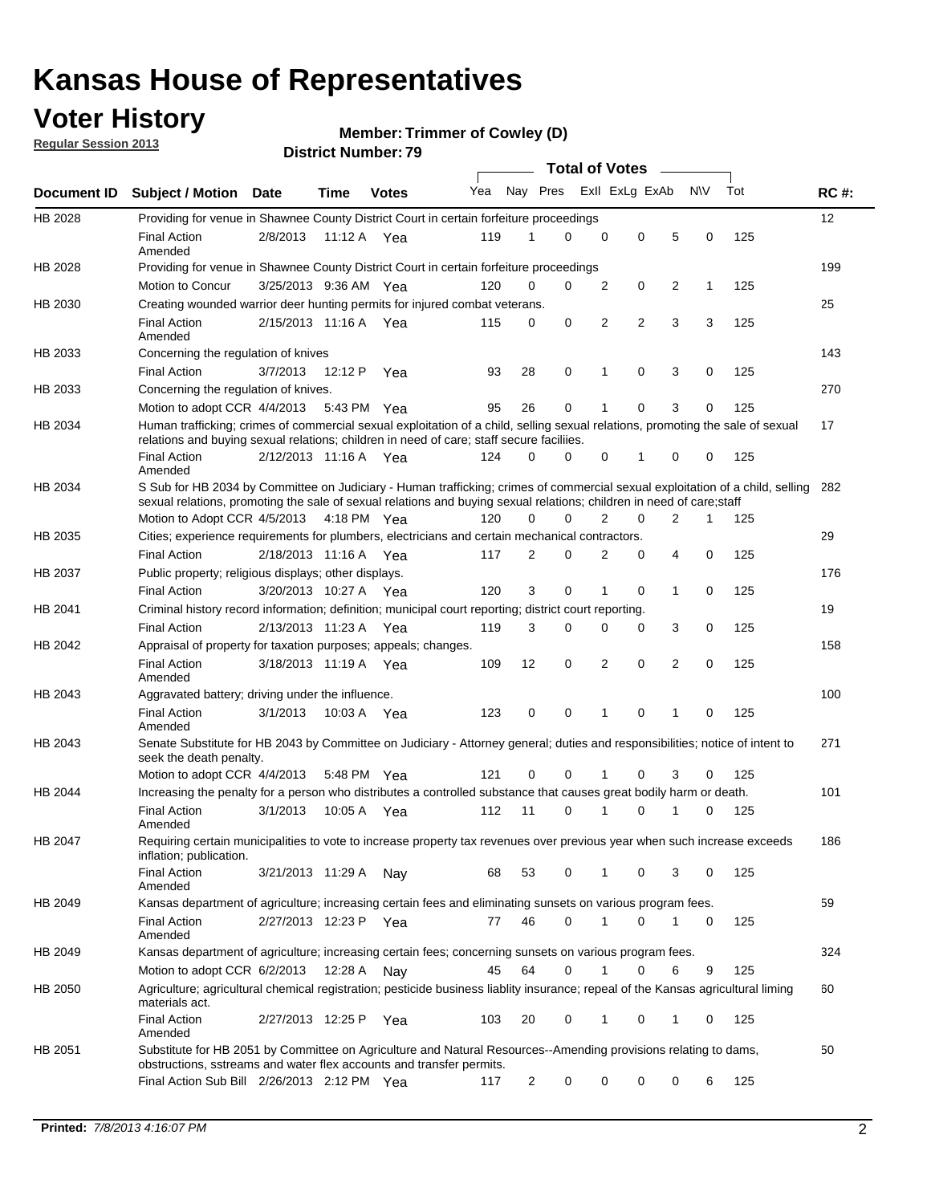# Kansas House of Representatives

## Voter History

**Regular Session 2013**

**Member: Trimmer of Cowley (D)**

**District Number: 79**

| Document ID | Subject / Motion | Date | Time | Votes | Yea | Nay | Pres | ExII | ExLg | ExAb | N\V | Tot | RC #: |
|---|---|---|---|---|---|---|---|---|---|---|---|---|---|
| HB 2028 | Providing for venue in Shawnee County District Court in certain forfeiture proceedings | | | | | | | | | | | | 12 |
| | Final Action Amended | 2/8/2013 | 11:12 A | Yea | 119 | 1 | 0 | 0 | 0 | 5 | 0 | 125 | |
| HB 2028 | Providing for venue in Shawnee County District Court in certain forfeiture proceedings | | | | | | | | | | | | 199 |
| | Motion to Concur | 3/25/2013 | 9:36 AM | Yea | 120 | 0 | 0 | 2 | 0 | 2 | 1 | 125 | |
| HB 2030 | Creating wounded warrior deer hunting permits for injured combat veterans. | | | | | | | | | | | | 25 |
| | Final Action Amended | 2/15/2013 | 11:16 A | Yea | 115 | 0 | 0 | 2 | 2 | 3 | 3 | 125 | |
| HB 2033 | Concerning the regulation of knives | | | | | | | | | | | | 143 |
| | Final Action | 3/7/2013 | 12:12 P | Yea | 93 | 28 | 0 | 1 | 0 | 3 | 0 | 125 | |
| HB 2033 | Concerning the regulation of knives. | | | | | | | | | | | | 270 |
| | Motion to adopt CCR | 4/4/2013 | 5:43 PM | Yea | 95 | 26 | 0 | 1 | 0 | 3 | 0 | 125 | |
| HB 2034 | Human trafficking; crimes of commercial sexual exploitation of a child, selling sexual relations, promoting the sale of sexual relations and buying sexual relations; children in need of care; staff secure faciliies. | | | | | | | | | | | | 17 |
| | Final Action Amended | 2/12/2013 | 11:16 A | Yea | 124 | 0 | 0 | 0 | 1 | 0 | 0 | 125 | |
| HB 2034 | S Sub for HB 2034 by Committee on Judiciary - Human trafficking; crimes of commercial sexual exploitation of a child, selling sexual relations, promoting the sale of sexual relations and buying sexual relations; children in need of care;staff | | | | | | | | | | | | 282 |
| | Motion to Adopt CCR | 4/5/2013 | 4:18 PM | Yea | 120 | 0 | 0 | 2 | 0 | 2 | 1 | 125 | |
| HB 2035 | Cities; experience requirements for plumbers, electricians and certain mechanical contractors. | | | | | | | | | | | | 29 |
| | Final Action | 2/18/2013 | 11:16 A | Yea | 117 | 2 | 0 | 2 | 0 | 4 | 0 | 125 | |
| HB 2037 | Public property; religious displays; other displays. | | | | | | | | | | | | 176 |
| | Final Action | 3/20/2013 | 10:27 A | Yea | 120 | 3 | 0 | 1 | 0 | 1 | 0 | 125 | |
| HB 2041 | Criminal history record information; definition; municipal court reporting; district court reporting. | | | | | | | | | | | | 19 |
| | Final Action | 2/13/2013 | 11:23 A | Yea | 119 | 3 | 0 | 0 | 0 | 3 | 0 | 125 | |
| HB 2042 | Appraisal of property for taxation purposes; appeals; changes. | | | | | | | | | | | | 158 |
| | Final Action Amended | 3/18/2013 | 11:19 A | Yea | 109 | 12 | 0 | 2 | 0 | 2 | 0 | 125 | |
| HB 2043 | Aggravated battery; driving under the influence. | | | | | | | | | | | | 100 |
| | Final Action Amended | 3/1/2013 | 10:03 A | Yea | 123 | 0 | 0 | 1 | 0 | 1 | 0 | 125 | |
| HB 2043 | Senate Substitute for HB 2043 by Committee on Judiciary - Attorney general; duties and responsibilities; notice of intent to seek the death penalty. | | | | | | | | | | | | 271 |
| | Motion to adopt CCR | 4/4/2013 | 5:48 PM | Yea | 121 | 0 | 0 | 1 | 0 | 3 | 0 | 125 | |
| HB 2044 | Increasing the penalty for a person who distributes a controlled substance that causes great bodily harm or death. | | | | | | | | | | | | 101 |
| | Final Action Amended | 3/1/2013 | 10:05 A | Yea | 112 | 11 | 0 | 1 | 0 | 1 | 0 | 125 | |
| HB 2047 | Requiring certain municipalities to vote to increase property tax revenues over previous year when such increase exceeds inflation; publication. | | | | | | | | | | | | 186 |
| | Final Action Amended | 3/21/2013 | 11:29 A | Nay | 68 | 53 | 0 | 1 | 0 | 3 | 0 | 125 | |
| HB 2049 | Kansas department of agriculture; increasing certain fees and eliminating sunsets on various program fees. | | | | | | | | | | | | 59 |
| | Final Action Amended | 2/27/2013 | 12:23 P | Yea | 77 | 46 | 0 | 1 | 0 | 1 | 0 | 125 | |
| HB 2049 | Kansas department of agriculture; increasing certain fees; concerning sunsets on various program fees. | | | | | | | | | | | | 324 |
| | Motion to adopt CCR | 6/2/2013 | 12:28 A | Nay | 45 | 64 | 0 | 1 | 0 | 6 | 9 | 125 | |
| HB 2050 | Agriculture; agricultural chemical registration; pesticide business liablity insurance; repeal of the Kansas agricultural liming materials act. | | | | | | | | | | | | 60 |
| | Final Action Amended | 2/27/2013 | 12:25 P | Yea | 103 | 20 | 0 | 1 | 0 | 1 | 0 | 125 | |
| HB 2051 | Substitute for HB 2051 by Committee on Agriculture and Natural Resources--Amending provisions relating to dams, obstructions, sstreams and water flex accounts and transfer permits. | | | | | | | | | | | | 50 |
| | Final Action Sub Bill | 2/26/2013 | 2:12 PM | Yea | 117 | 2 | 0 | 0 | 0 | 0 | 6 | 125 | |

**Printed:** *7/8/2013 4:16:07 PM*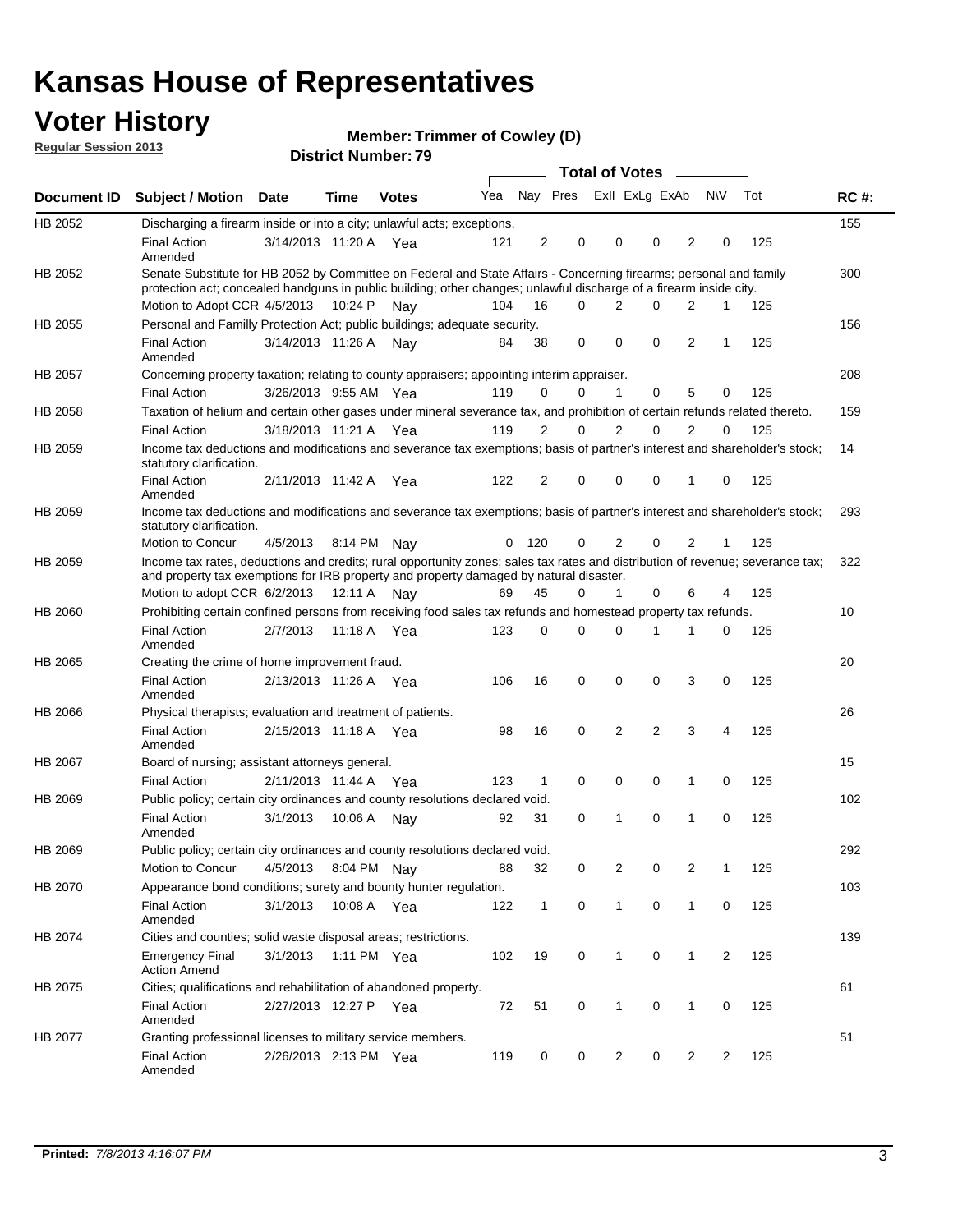# Kansas House of Representatives

## Voter History

**Regular Session 2013**

**Member: Trimmer of Cowley (D)**

**District Number: 79**

| Document ID | Subject / Motion | Date | Time | Votes | Yea | Nay | Pres | ExII | ExLg | ExAb | N\V | Tot | RC #: |
|---|---|---|---|---|---|---|---|---|---|---|---|---|---|
| HB 2052 | Discharging a firearm inside or into a city; unlawful acts; exceptions. | | | | | | | | | | | | 155 |
| | Final Action Amended | 3/14/2013 | 11:20 A | Yea | 121 | 2 | 0 | 0 | 0 | 2 | 0 | 125 | |
| HB 2052 | Senate Substitute for HB 2052 by Committee on Federal and State Affairs - Concerning firearms; personal and family protection act; concealed handguns in public building; other changes; unlawful discharge of a firearm inside city. | | | | | | | | | | | | 300 |
| | Motion to Adopt CCR | 4/5/2013 | 10:24 P | Nay | 104 | 16 | 0 | 2 | 0 | 2 | 1 | 125 | |
| HB 2055 | Personal and Familly Protection Act; public buildings; adequate security. | | | | | | | | | | | | 156 |
| | Final Action Amended | 3/14/2013 | 11:26 A | Nay | 84 | 38 | 0 | 0 | 0 | 2 | 1 | 125 | |
| HB 2057 | Concerning property taxation; relating to county appraisers; appointing interim appraiser. | | | | | | | | | | | | 208 |
| | Final Action | 3/26/2013 | 9:55 AM | Yea | 119 | 0 | 0 | 1 | 0 | 5 | 0 | 125 | |
| HB 2058 | Taxation of helium and certain other gases under mineral severance tax, and prohibition of certain refunds related thereto. | | | | | | | | | | | | 159 |
| | Final Action | 3/18/2013 | 11:21 A | Yea | 119 | 2 | 0 | 2 | 0 | 2 | 0 | 125 | |
| HB 2059 | Income tax deductions and modifications and severance tax exemptions; basis of partner's interest and shareholder's stock; statutory clarification. | | | | | | | | | | | | 14 |
| | Final Action Amended | 2/11/2013 | 11:42 A | Yea | 122 | 2 | 0 | 0 | 0 | 1 | 0 | 125 | |
| HB 2059 | Income tax deductions and modifications and severance tax exemptions; basis of partner's interest and shareholder's stock; statutory clarification. | | | | | | | | | | | | 293 |
| | Motion to Concur | 4/5/2013 | 8:14 PM | Nay | 0 | 120 | 0 | 2 | 0 | 2 | 1 | 125 | |
| HB 2059 | Income tax rates, deductions and credits; rural opportunity zones; sales tax rates and distribution of revenue; severance tax; and property tax exemptions for IRB property and property damaged by natural disaster. | | | | | | | | | | | | 322 |
| | Motion to adopt CCR | 6/2/2013 | 12:11 A | Nay | 69 | 45 | 0 | 1 | 0 | 6 | 4 | 125 | |
| HB 2060 | Prohibiting certain confined persons from receiving food sales tax refunds and homestead property tax refunds. | | | | | | | | | | | | 10 |
| | Final Action Amended | 2/7/2013 | 11:18 A | Yea | 123 | 0 | 0 | 0 | 1 | 1 | 0 | 125 | |
| HB 2065 | Creating the crime of home improvement fraud. | | | | | | | | | | | | 20 |
| | Final Action Amended | 2/13/2013 | 11:26 A | Yea | 106 | 16 | 0 | 0 | 0 | 3 | 0 | 125 | |
| HB 2066 | Physical therapists; evaluation and treatment of patients. | | | | | | | | | | | | 26 |
| | Final Action Amended | 2/15/2013 | 11:18 A | Yea | 98 | 16 | 0 | 2 | 2 | 3 | 4 | 125 | |
| HB 2067 | Board of nursing; assistant attorneys general. | | | | | | | | | | | | 15 |
| | Final Action | 2/11/2013 | 11:44 A | Yea | 123 | 1 | 0 | 0 | 0 | 1 | 0 | 125 | |
| HB 2069 | Public policy; certain city ordinances and county resolutions declared void. | | | | | | | | | | | | 102 |
| | Final Action Amended | 3/1/2013 | 10:06 A | Nay | 92 | 31 | 0 | 1 | 0 | 1 | 0 | 125 | |
| HB 2069 | Public policy; certain city ordinances and county resolutions declared void. | | | | | | | | | | | | 292 |
| | Motion to Concur | 4/5/2013 | 8:04 PM | Nay | 88 | 32 | 0 | 2 | 0 | 2 | 1 | 125 | |
| HB 2070 | Appearance bond conditions; surety and bounty hunter regulation. | | | | | | | | | | | | 103 |
| | Final Action Amended | 3/1/2013 | 10:08 A | Yea | 122 | 1 | 0 | 1 | 0 | 1 | 0 | 125 | |
| HB 2074 | Cities and counties; solid waste disposal areas; restrictions. | | | | | | | | | | | | 139 |
| | Emergency Final Action Amend | 3/1/2013 | 1:11 PM | Yea | 102 | 19 | 0 | 1 | 0 | 1 | 2 | 125 | |
| HB 2075 | Cities; qualifications and rehabilitation of abandoned property. | | | | | | | | | | | | 61 |
| | Final Action Amended | 2/27/2013 | 12:27 P | Yea | 72 | 51 | 0 | 1 | 0 | 1 | 0 | 125 | |
| HB 2077 | Granting professional licenses to military service members. | | | | | | | | | | | | 51 |
| | Final Action Amended | 2/26/2013 | 2:13 PM | Yea | 119 | 0 | 0 | 2 | 0 | 2 | 2 | 125 | |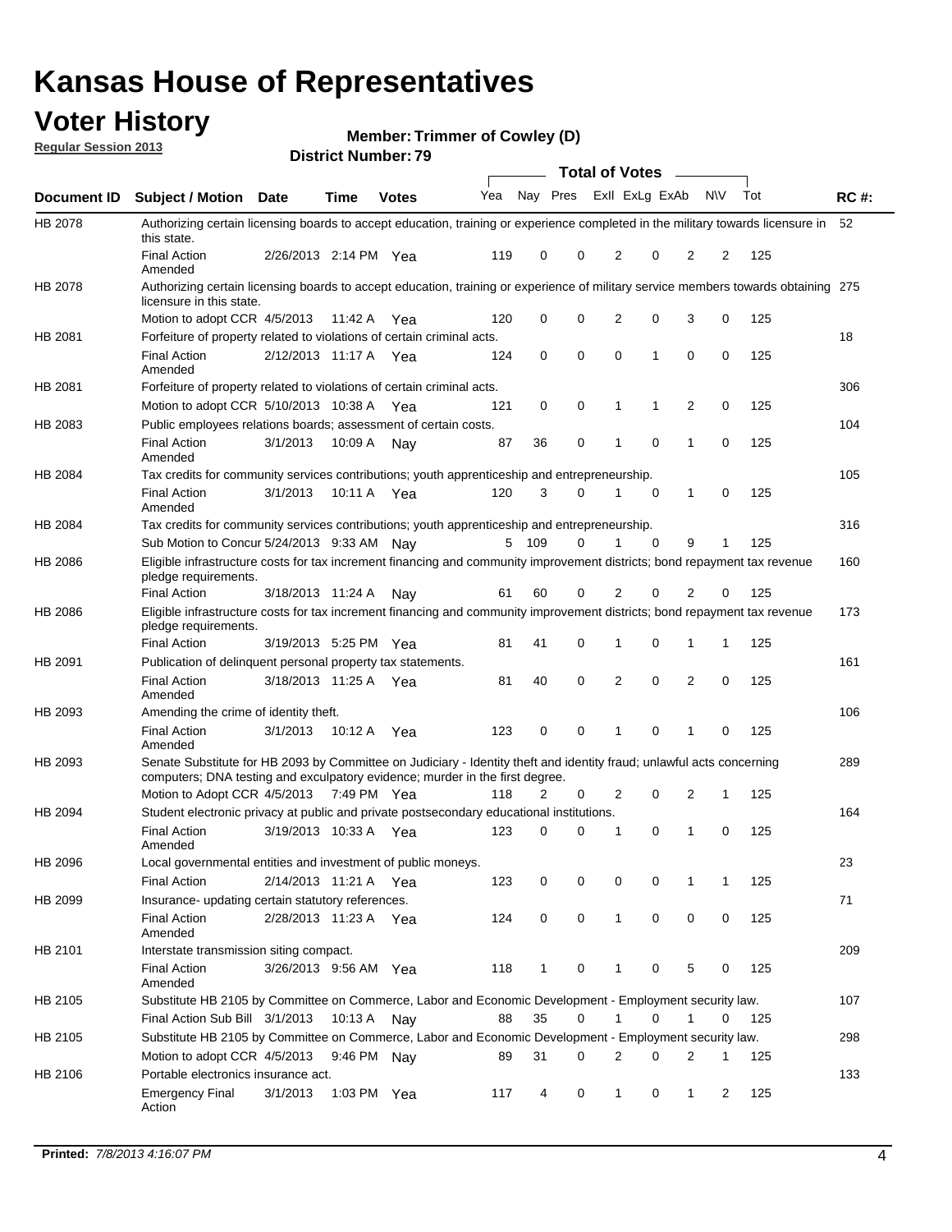# Kansas House of Representatives

## Voter History

**Regular Session 2013**

**Member: Trimmer of Cowley (D)**

**District Number: 79**

| Document ID | Subject / Motion | Date | Time | Votes | Yea | Nay | Pres | ExII | ExLg | ExAb | N\V | Tot | RC #: |
|---|---|---|---|---|---|---|---|---|---|---|---|---|---|
| HB 2078 | Authorizing certain licensing boards to accept education, training or experience completed in the military towards licensure in this state. | | | | | | | | | | | | 52 |
| | Final Action Amended | 2/26/2013 | 2:14 PM | Yea | 119 | 0 | 0 | 2 | 0 | 2 | 2 | 125 | |
| HB 2078 | Authorizing certain licensing boards to accept education, training or experience of military service members towards obtaining licensure in this state. | | | | | | | | | | | | 275 |
| | Motion to adopt CCR | 4/5/2013 | 11:42 A | Yea | 120 | 0 | 0 | 2 | 0 | 3 | 0 | 125 | |
| HB 2081 | Forfeiture of property related to violations of certain criminal acts. | | | | | | | | | | | | 18 |
| | Final Action Amended | 2/12/2013 | 11:17 A | Yea | 124 | 0 | 0 | 0 | 1 | 0 | 0 | 125 | |
| HB 2081 | Forfeiture of property related to violations of certain criminal acts. | | | | | | | | | | | | 306 |
| | Motion to adopt CCR | 5/10/2013 | 10:38 A | Yea | 121 | 0 | 0 | 1 | 1 | 2 | 0 | 125 | |
| HB 2083 | Public employees relations boards; assessment of certain costs. | | | | | | | | | | | | 104 |
| | Final Action Amended | 3/1/2013 | 10:09 A | Nay | 87 | 36 | 0 | 1 | 0 | 1 | 0 | 125 | |
| HB 2084 | Tax credits for community services contributions; youth apprenticeship and entrepreneurship. | | | | | | | | | | | | 105 |
| | Final Action Amended | 3/1/2013 | 10:11 A | Yea | 120 | 3 | 0 | 1 | 0 | 1 | 0 | 125 | |
| HB 2084 | Tax credits for community services contributions; youth apprenticeship and entrepreneurship. | | | | | | | | | | | | 316 |
| | Sub Motion to Concur | 5/24/2013 | 9:33 AM | Nay | 5 | 109 | 0 | 1 | 0 | 9 | 1 | 125 | |
| HB 2086 | Eligible infrastructure costs for tax increment financing and community improvement districts; bond repayment tax revenue pledge requirements. | | | | | | | | | | | | 160 |
| | Final Action | 3/18/2013 | 11:24 A | Nay | 61 | 60 | 0 | 2 | 0 | 2 | 0 | 125 | |
| HB 2086 | Eligible infrastructure costs for tax increment financing and community improvement districts; bond repayment tax revenue pledge requirements. | | | | | | | | | | | | 173 |
| | Final Action | 3/19/2013 | 5:25 PM | Yea | 81 | 41 | 0 | 1 | 0 | 1 | 1 | 125 | |
| HB 2091 | Publication of delinquent personal property tax statements. | | | | | | | | | | | | 161 |
| | Final Action Amended | 3/18/2013 | 11:25 A | Yea | 81 | 40 | 0 | 2 | 0 | 2 | 0 | 125 | |
| HB 2093 | Amending the crime of identity theft. | | | | | | | | | | | | 106 |
| | Final Action Amended | 3/1/2013 | 10:12 A | Yea | 123 | 0 | 0 | 1 | 0 | 1 | 0 | 125 | |
| HB 2093 | Senate Substitute for HB 2093 by Committee on Judiciary - Identity theft and identity fraud; unlawful acts concerning computers; DNA testing and exculpatory evidence; murder in the first degree. | | | | | | | | | | | | 289 |
| | Motion to Adopt CCR | 4/5/2013 | 7:49 PM | Yea | 118 | 2 | 0 | 2 | 0 | 2 | 1 | 125 | |
| HB 2094 | Student electronic privacy at public and private postsecondary educational institutions. | | | | | | | | | | | | 164 |
| | Final Action Amended | 3/19/2013 | 10:33 A | Yea | 123 | 0 | 0 | 1 | 0 | 1 | 0 | 125 | |
| HB 2096 | Local governmental entities and investment of public moneys. | | | | | | | | | | | | 23 |
| | Final Action | 2/14/2013 | 11:21 A | Yea | 123 | 0 | 0 | 0 | 0 | 1 | 1 | 125 | |
| HB 2099 | Insurance- updating certain statutory references. | | | | | | | | | | | | 71 |
| | Final Action Amended | 2/28/2013 | 11:23 A | Yea | 124 | 0 | 0 | 1 | 0 | 0 | 0 | 125 | |
| HB 2101 | Interstate transmission siting compact. | | | | | | | | | | | | 209 |
| | Final Action Amended | 3/26/2013 | 9:56 AM | Yea | 118 | 1 | 0 | 1 | 0 | 5 | 0 | 125 | |
| HB 2105 | Substitute HB 2105 by Committee on Commerce, Labor and Economic Development - Employment security law. | | | | | | | | | | | | 107 |
| | Final Action Sub Bill | 3/1/2013 | 10:13 A | Nay | 88 | 35 | 0 | 1 | 0 | 1 | 0 | 125 | |
| HB 2105 | Substitute HB 2105 by Committee on Commerce, Labor and Economic Development - Employment security law. | | | | | | | | | | | | 298 |
| | Motion to adopt CCR | 4/5/2013 | 9:46 PM | Nay | 89 | 31 | 0 | 2 | 0 | 2 | 1 | 125 | |
| HB 2106 | Portable electronics insurance act. | | | | | | | | | | | | 133 |
| | Emergency Final Action | 3/1/2013 | 1:03 PM | Yea | 117 | 4 | 0 | 1 | 0 | 1 | 2 | 125 | |

**Printed:** *7/8/2013 4:16:07 PM*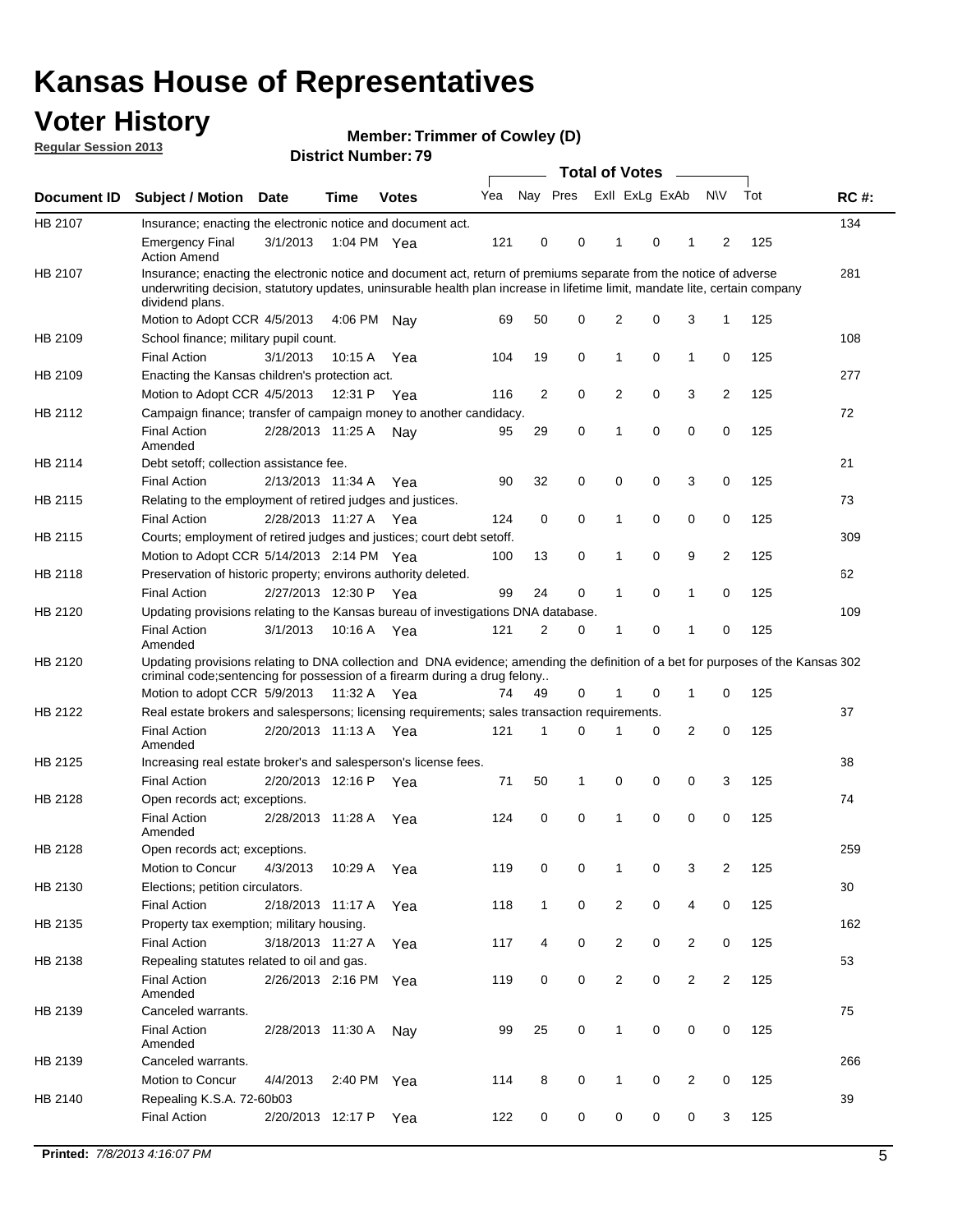# Kansas House of Representatives

## Voter History

**Regular Session 2013**

**Member: Trimmer of Cowley (D)**

**District Number: 79**

| Document ID | Subject / Motion | Date | Time | Votes | Yea | Nay | Pres | ExII | ExLg | ExAb | N\V | Tot | RC #: |
|---|---|---|---|---|---|---|---|---|---|---|---|---|---|
| HB 2107 | Insurance; enacting the electronic notice and document act. | | | | | | | | | | | | 134 |
| | Emergency Final Action Amend | 3/1/2013 | 1:04 PM | Yea | 121 | 0 | 0 | 1 | 0 | 1 | 2 | 125 | |
| HB 2107 | Insurance; enacting the electronic notice and document act, return of premiums separate from the notice of adverse underwriting decision, statutory updates, uninsurable health plan increase in lifetime limit, mandate lite, certain company dividend plans. | | | | | | | | | | | | 281 |
| | Motion to Adopt CCR | 4/5/2013 | 4:06 PM | Nay | 69 | 50 | 0 | 2 | 0 | 3 | 1 | 125 | |
| HB 2109 | School finance; military pupil count. | | | | | | | | | | | | 108 |
| | Final Action | 3/1/2013 | 10:15 A | Yea | 104 | 19 | 0 | 1 | 0 | 1 | 0 | 125 | |
| HB 2109 | Enacting the Kansas children's protection act. | | | | | | | | | | | | 277 |
| | Motion to Adopt CCR | 4/5/2013 | 12:31 P | Yea | 116 | 2 | 0 | 2 | 0 | 3 | 2 | 125 | |
| HB 2112 | Campaign finance; transfer of campaign money to another candidacy. | | | | | | | | | | | | 72 |
| | Final Action Amended | 2/28/2013 | 11:25 A | Nay | 95 | 29 | 0 | 1 | 0 | 0 | 0 | 125 | |
| HB 2114 | Debt setoff; collection assistance fee. | | | | | | | | | | | | 21 |
| | Final Action | 2/13/2013 | 11:34 A | Yea | 90 | 32 | 0 | 0 | 0 | 3 | 0 | 125 | |
| HB 2115 | Relating to the employment of retired judges and justices. | | | | | | | | | | | | 73 |
| | Final Action | 2/28/2013 | 11:27 A | Yea | 124 | 0 | 0 | 1 | 0 | 0 | 0 | 125 | |
| HB 2115 | Courts; employment of retired judges and justices; court debt setoff. | | | | | | | | | | | | 309 |
| | Motion to Adopt CCR | 5/14/2013 | 2:14 PM | Yea | 100 | 13 | 0 | 1 | 0 | 9 | 2 | 125 | |
| HB 2118 | Preservation of historic property; environs authority deleted. | | | | | | | | | | | | 62 |
| | Final Action | 2/27/2013 | 12:30 P | Yea | 99 | 24 | 0 | 1 | 0 | 1 | 0 | 125 | |
| HB 2120 | Updating provisions relating to the Kansas bureau of investigations DNA database. | | | | | | | | | | | | 109 |
| | Final Action Amended | 3/1/2013 | 10:16 A | Yea | 121 | 2 | 0 | 1 | 0 | 1 | 0 | 125 | |
| HB 2120 | Updating provisions relating to DNA collection and DNA evidence; amending the definition of a bet for purposes of the Kansas criminal code;sentencing for possession of a firearm during a drug felony.. | | | | | | | | | | | | 302 |
| | Motion to adopt CCR | 5/9/2013 | 11:32 A | Yea | 74 | 49 | 0 | 1 | 0 | 1 | 0 | 125 | |
| HB 2122 | Real estate brokers and salespersons; licensing requirements; sales transaction requirements. | | | | | | | | | | | | 37 |
| | Final Action Amended | 2/20/2013 | 11:13 A | Yea | 121 | 1 | 0 | 1 | 0 | 2 | 0 | 125 | |
| HB 2125 | Increasing real estate broker's and salesperson's license fees. | | | | | | | | | | | | 38 |
| | Final Action | 2/20/2013 | 12:16 P | Yea | 71 | 50 | 1 | 0 | 0 | 0 | 3 | 125 | |
| HB 2128 | Open records act; exceptions. | | | | | | | | | | | | 74 |
| | Final Action Amended | 2/28/2013 | 11:28 A | Yea | 124 | 0 | 0 | 1 | 0 | 0 | 0 | 125 | |
| HB 2128 | Open records act; exceptions. | | | | | | | | | | | | 259 |
| | Motion to Concur | 4/3/2013 | 10:29 A | Yea | 119 | 0 | 0 | 1 | 0 | 3 | 2 | 125 | |
| HB 2130 | Elections; petition circulators. | | | | | | | | | | | | 30 |
| | Final Action | 2/18/2013 | 11:17 A | Yea | 118 | 1 | 0 | 2 | 0 | 4 | 0 | 125 | |
| HB 2135 | Property tax exemption; military housing. | | | | | | | | | | | | 162 |
| | Final Action | 3/18/2013 | 11:27 A | Yea | 117 | 4 | 0 | 2 | 0 | 2 | 0 | 125 | |
| HB 2138 | Repealing statutes related to oil and gas. | | | | | | | | | | | | 53 |
| | Final Action Amended | 2/26/2013 | 2:16 PM | Yea | 119 | 0 | 0 | 2 | 0 | 2 | 2 | 125 | |
| HB 2139 | Canceled warrants. | | | | | | | | | | | | 75 |
| | Final Action Amended | 2/28/2013 | 11:30 A | Nay | 99 | 25 | 0 | 1 | 0 | 0 | 0 | 125 | |
| HB 2139 | Canceled warrants. | | | | | | | | | | | | 266 |
| | Motion to Concur | 4/4/2013 | 2:40 PM | Yea | 114 | 8 | 0 | 1 | 0 | 2 | 0 | 125 | |
| HB 2140 | Repealing K.S.A. 72-60b03 | | | | | | | | | | | | 39 |
| | Final Action | 2/20/2013 | 12:17 P | Yea | 122 | 0 | 0 | 0 | 0 | 0 | 3 | 125 | |

**Printed:** *7/8/2013 4:16:07 PM*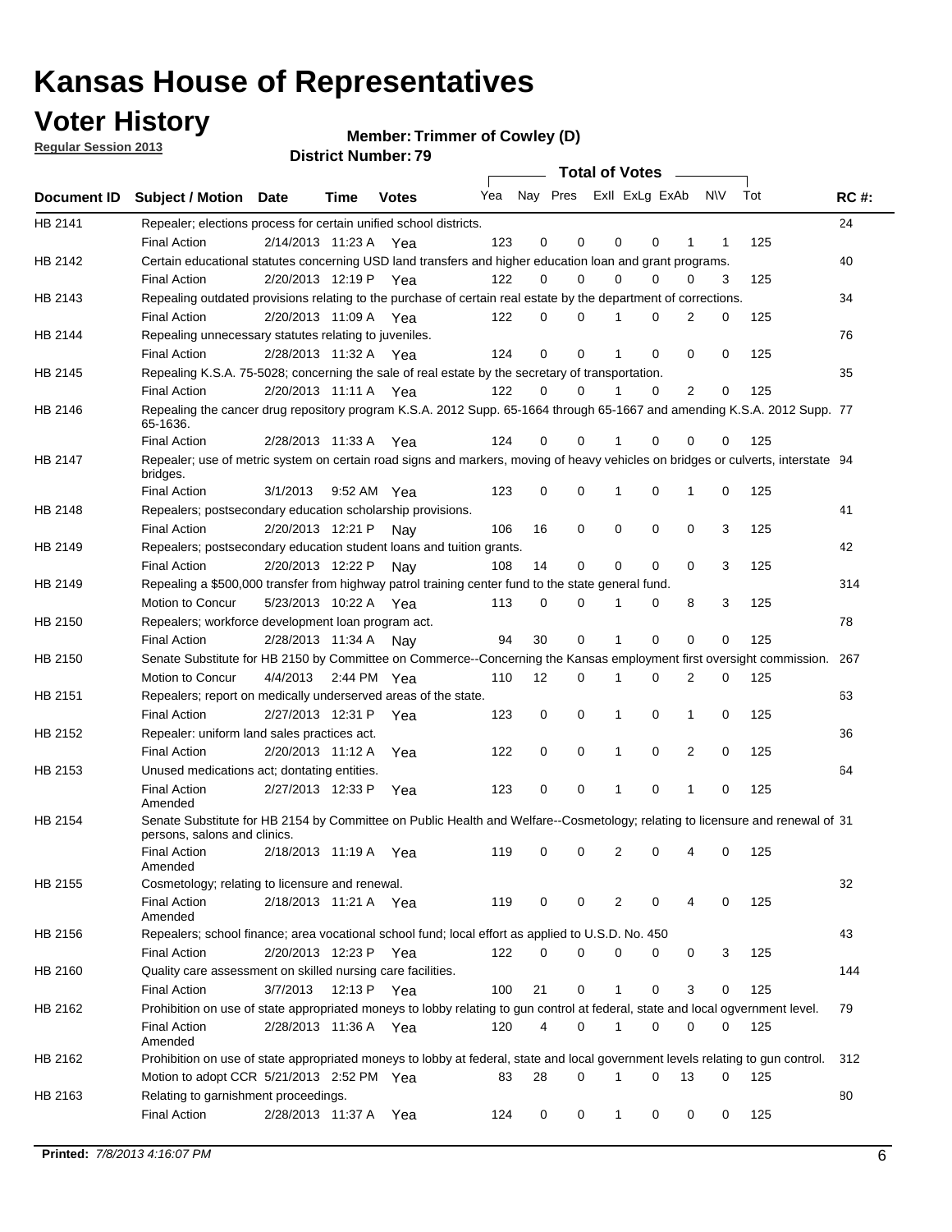# Kansas House of Representatives

## Voter History

**Regular Session 2013**

**Member: Trimmer of Cowley (D)**

**District Number: 79**

| Document ID | Subject / Motion | Date | Time | Votes | Yea | Nay | Pres | ExlI | ExLg | ExAb | N\V | Tot | RC #: |
|---|---|---|---|---|---|---|---|---|---|---|---|---|---|
| HB 2141 | Repealer; elections process for certain unified school districts. | | | | | | | | | | | | 24 |
| | Final Action | 2/14/2013 | 11:23 A | Yea | 123 | 0 | 0 | 0 | 0 | 1 | 1 | 125 | |
| HB 2142 | Certain educational statutes concerning USD land transfers and higher education loan and grant programs. | | | | | | | | | | | | 40 |
| | Final Action | 2/20/2013 | 12:19 P | Yea | 122 | 0 | 0 | 0 | 0 | 0 | 3 | 125 | |
| HB 2143 | Repealing outdated provisions relating to the purchase of certain real estate by the department of corrections. | | | | | | | | | | | | 34 |
| | Final Action | 2/20/2013 | 11:09 A | Yea | 122 | 0 | 0 | 1 | 0 | 2 | 0 | 125 | |
| HB 2144 | Repealing unnecessary statutes relating to juveniles. | | | | | | | | | | | | 76 |
| | Final Action | 2/28/2013 | 11:32 A | Yea | 124 | 0 | 0 | 1 | 0 | 0 | 0 | 125 | |
| HB 2145 | Repealing K.S.A. 75-5028; concerning the sale of real estate by the secretary of transportation. | | | | | | | | | | | | 35 |
| | Final Action | 2/20/2013 | 11:11 A | Yea | 122 | 0 | 0 | 1 | 0 | 2 | 0 | 125 | |
| HB 2146 | Repealing the cancer drug repository program K.S.A. 2012 Supp. 65-1664 through 65-1667 and amending K.S.A. 2012 Supp. 65-1636. | | | | | | | | | | | | 77 |
| | Final Action | 2/28/2013 | 11:33 A | Yea | 124 | 0 | 0 | 1 | 0 | 0 | 0 | 125 | |
| HB 2147 | Repealer; use of metric system on certain road signs and markers, moving of heavy vehicles on bridges or culverts, interstate bridges. | | | | | | | | | | | | 94 |
| | Final Action | 3/1/2013 | 9:52 AM | Yea | 123 | 0 | 0 | 1 | 0 | 1 | 0 | 125 | |
| HB 2148 | Repealers; postsecondary education scholarship provisions. | | | | | | | | | | | | 41 |
| | Final Action | 2/20/2013 | 12:21 P | Nay | 106 | 16 | 0 | 0 | 0 | 0 | 3 | 125 | |
| HB 2149 | Repealers; postsecondary education student loans and tuition grants. | | | | | | | | | | | | 42 |
| | Final Action | 2/20/2013 | 12:22 P | Nay | 108 | 14 | 0 | 0 | 0 | 0 | 3 | 125 | |
| HB 2149 | Repealing a $500,000 transfer from highway patrol training center fund to the state general fund. | | | | | | | | | | | | 314 |
| | Motion to Concur | 5/23/2013 | 10:22 A | Yea | 113 | 0 | 0 | 1 | 0 | 8 | 3 | 125 | |
| HB 2150 | Repealers; workforce development loan program act. | | | | | | | | | | | | 78 |
| | Final Action | 2/28/2013 | 11:34 A | Nay | 94 | 30 | 0 | 1 | 0 | 0 | 0 | 125 | |
| HB 2150 | Senate Substitute for HB 2150 by Committee on Commerce--Concerning the Kansas employment first oversight commission. | | | | | | | | | | | | 267 |
| | Motion to Concur | 4/4/2013 | 2:44 PM | Yea | 110 | 12 | 0 | 1 | 0 | 2 | 0 | 125 | |
| HB 2151 | Repealers; report on medically underserved areas of the state. | | | | | | | | | | | | 63 |
| | Final Action | 2/27/2013 | 12:31 P | Yea | 123 | 0 | 0 | 1 | 0 | 1 | 0 | 125 | |
| HB 2152 | Repealer: uniform land sales practices act. | | | | | | | | | | | | 36 |
| | Final Action | 2/20/2013 | 11:12 A | Yea | 122 | 0 | 0 | 1 | 0 | 2 | 0 | 125 | |
| HB 2153 | Unused medications act; dontating entities. | | | | | | | | | | | | 64 |
| | Final Action Amended | 2/27/2013 | 12:33 P | Yea | 123 | 0 | 0 | 1 | 0 | 1 | 0 | 125 | |
| HB 2154 | Senate Substitute for HB 2154 by Committee on Public Health and Welfare--Cosmetology; relating to licensure and renewal of persons, salons and clinics. | | | | | | | | | | | | 31 |
| | Final Action Amended | 2/18/2013 | 11:19 A | Yea | 119 | 0 | 0 | 2 | 0 | 4 | 0 | 125 | |
| HB 2155 | Cosmetology; relating to licensure and renewal. | | | | | | | | | | | | 32 |
| | Final Action Amended | 2/18/2013 | 11:21 A | Yea | 119 | 0 | 0 | 2 | 0 | 4 | 0 | 125 | |
| HB 2156 | Repealers; school finance; area vocational school fund; local effort as applied to U.S.D. No. 450 | | | | | | | | | | | | 43 |
| | Final Action | 2/20/2013 | 12:23 P | Yea | 122 | 0 | 0 | 0 | 0 | 0 | 3 | 125 | |
| HB 2160 | Quality care assessment on skilled nursing care facilities. | | | | | | | | | | | | 144 |
| | Final Action | 3/7/2013 | 12:13 P | Yea | 100 | 21 | 0 | 1 | 0 | 3 | 0 | 125 | |
| HB 2162 | Prohibition on use of state appropriated moneys to lobby relating to gun control at federal, state and local ogvernment level. | | | | | | | | | | | | 79 |
| | Final Action Amended | 2/28/2013 | 11:36 A | Yea | 120 | 4 | 0 | 1 | 0 | 0 | 0 | 125 | |
| HB 2162 | Prohibition on use of state appropriated moneys to lobby at federal, state and local government levels relating to gun control. | | | | | | | | | | | | 312 |
| | Motion to adopt CCR | 5/21/2013 | 2:52 PM | Yea | 83 | 28 | 0 | 1 | 0 | 13 | 0 | 125 | |
| HB 2163 | Relating to garnishment proceedings. | | | | | | | | | | | | 80 |
| | Final Action | 2/28/2013 | 11:37 A | Yea | 124 | 0 | 0 | 1 | 0 | 0 | 0 | 125 | |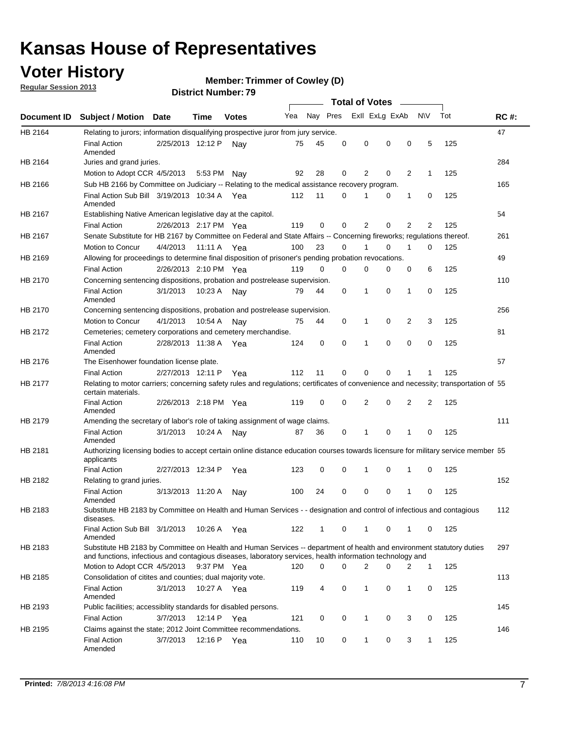# Kansas House of Representatives

## Voter History

**Regular Session 2013**

**Member: Trimmer of Cowley (D)**

**District Number: 79**

| Document ID | Subject / Motion | Date | Time | Votes | Yea | Nay | Pres | ExII | ExLg | ExAb | N\V | Tot | RC #: |
|---|---|---|---|---|---|---|---|---|---|---|---|---|---|
| HB 2164 | Relating to jurors; information disqualifying prospective juror from jury service. | | | | | | | | | | | | 47 |
| | Final Action Amended | 2/25/2013 | 12:12 P | Nay | 75 | 45 | 0 | 0 | 0 | 0 | 5 | 125 | |
| HB 2164 | Juries and grand juries. | | | | | | | | | | | | 284 |
| | Motion to Adopt CCR | 4/5/2013 | 5:53 PM | Nay | 92 | 28 | 0 | 2 | 0 | 2 | 1 | 125 | |
| HB 2166 | Sub HB 2166 by Committee on Judiciary -- Relating to the medical assistance recovery program. | | | | | | | | | | | | 165 |
| | Final Action Sub Bill Amended | 3/19/2013 | 10:34 A | Yea | 112 | 11 | 0 | 1 | 0 | 1 | 0 | 125 | |
| HB 2167 | Establishing Native American legislative day at the capitol. | | | | | | | | | | | | 54 |
| | Final Action | 2/26/2013 | 2:17 PM | Yea | 119 | 0 | 0 | 2 | 0 | 2 | 2 | 125 | |
| HB 2167 | Senate Substitute for HB 2167 by Committee on Federal and State Affairs -- Concerning fireworks; regulations thereof. | | | | | | | | | | | | 261 |
| | Motion to Concur | 4/4/2013 | 11:11 A | Yea | 100 | 23 | 0 | 1 | 0 | 1 | 0 | 125 | |
| HB 2169 | Allowing for proceedings to determine final disposition of prisoner's pending probation revocations. | | | | | | | | | | | | 49 |
| | Final Action | 2/26/2013 | 2:10 PM | Yea | 119 | 0 | 0 | 0 | 0 | 0 | 6 | 125 | |
| HB 2170 | Concerning sentencing dispositions, probation and postrelease supervision. | | | | | | | | | | | | 110 |
| | Final Action Amended | 3/1/2013 | 10:23 A | Nay | 79 | 44 | 0 | 1 | 0 | 1 | 0 | 125 | |
| HB 2170 | Concerning sentencing dispositions, probation and postrelease supervision. | | | | | | | | | | | | 256 |
| | Motion to Concur | 4/1/2013 | 10:54 A | Nay | 75 | 44 | 0 | 1 | 0 | 2 | 3 | 125 | |
| HB 2172 | Cemeteries; cemetery corporations and cemetery merchandise. | | | | | | | | | | | | 81 |
| | Final Action Amended | 2/28/2013 | 11:38 A | Yea | 124 | 0 | 0 | 1 | 0 | 0 | 0 | 125 | |
| HB 2176 | The Eisenhower foundation license plate. | | | | | | | | | | | | 57 |
| | Final Action | 2/27/2013 | 12:11 P | Yea | 112 | 11 | 0 | 0 | 0 | 1 | 1 | 125 | |
| HB 2177 | Relating to motor carriers; concerning safety rules and regulations; certificates of convenience and necessity; transportation of certain materials. | | | | | | | | | | | | 55 |
| | Final Action Amended | 2/26/2013 | 2:18 PM | Yea | 119 | 0 | 0 | 2 | 0 | 2 | 2 | 125 | |
| HB 2179 | Amending the secretary of labor's role of taking assignment of wage claims. | | | | | | | | | | | | 111 |
| | Final Action Amended | 3/1/2013 | 10:24 A | Nay | 87 | 36 | 0 | 1 | 0 | 1 | 0 | 125 | |
| HB 2181 | Authorizing licensing bodies to accept certain online distance education courses towards licensure for military service member applicants | | | | | | | | | | | | 65 |
| | Final Action | 2/27/2013 | 12:34 P | Yea | 123 | 0 | 0 | 1 | 0 | 1 | 0 | 125 | |
| HB 2182 | Relating to grand juries. | | | | | | | | | | | | 152 |
| | Final Action Amended | 3/13/2013 | 11:20 A | Nay | 100 | 24 | 0 | 0 | 0 | 1 | 0 | 125 | |
| HB 2183 | Substitute HB 2183 by Committee on Health and Human Services - - designation and control of infectious and contagious diseases. | | | | | | | | | | | | 112 |
| | Final Action Sub Bill Amended | 3/1/2013 | 10:26 A | Yea | 122 | 1 | 0 | 1 | 0 | 1 | 0 | 125 | |
| HB 2183 | Substitute HB 2183 by Committee on Health and Human Services -- department of health and environment statutory duties and functions, infectious and contagious diseases, laboratory services, health information technology and | | | | | | | | | | | | 297 |
| | Motion to Adopt CCR | 4/5/2013 | 9:37 PM | Yea | 120 | 0 | 0 | 2 | 0 | 2 | 1 | 125 | |
| HB 2185 | Consolidation of citites and counties; dual majority vote. | | | | | | | | | | | | 113 |
| | Final Action Amended | 3/1/2013 | 10:27 A | Yea | 119 | 4 | 0 | 1 | 0 | 1 | 0 | 125 | |
| HB 2193 | Public facilities; accessiblity standards for disabled persons. | | | | | | | | | | | | 145 |
| | Final Action | 3/7/2013 | 12:14 P | Yea | 121 | 0 | 0 | 1 | 0 | 3 | 0 | 125 | |
| HB 2195 | Claims against the state; 2012 Joint Committee recommendations. | | | | | | | | | | | | 146 |
| | Final Action Amended | 3/7/2013 | 12:16 P | Yea | 110 | 10 | 0 | 1 | 0 | 3 | 1 | 125 | |

**Printed:** *7/8/2013 4:16:08 PM*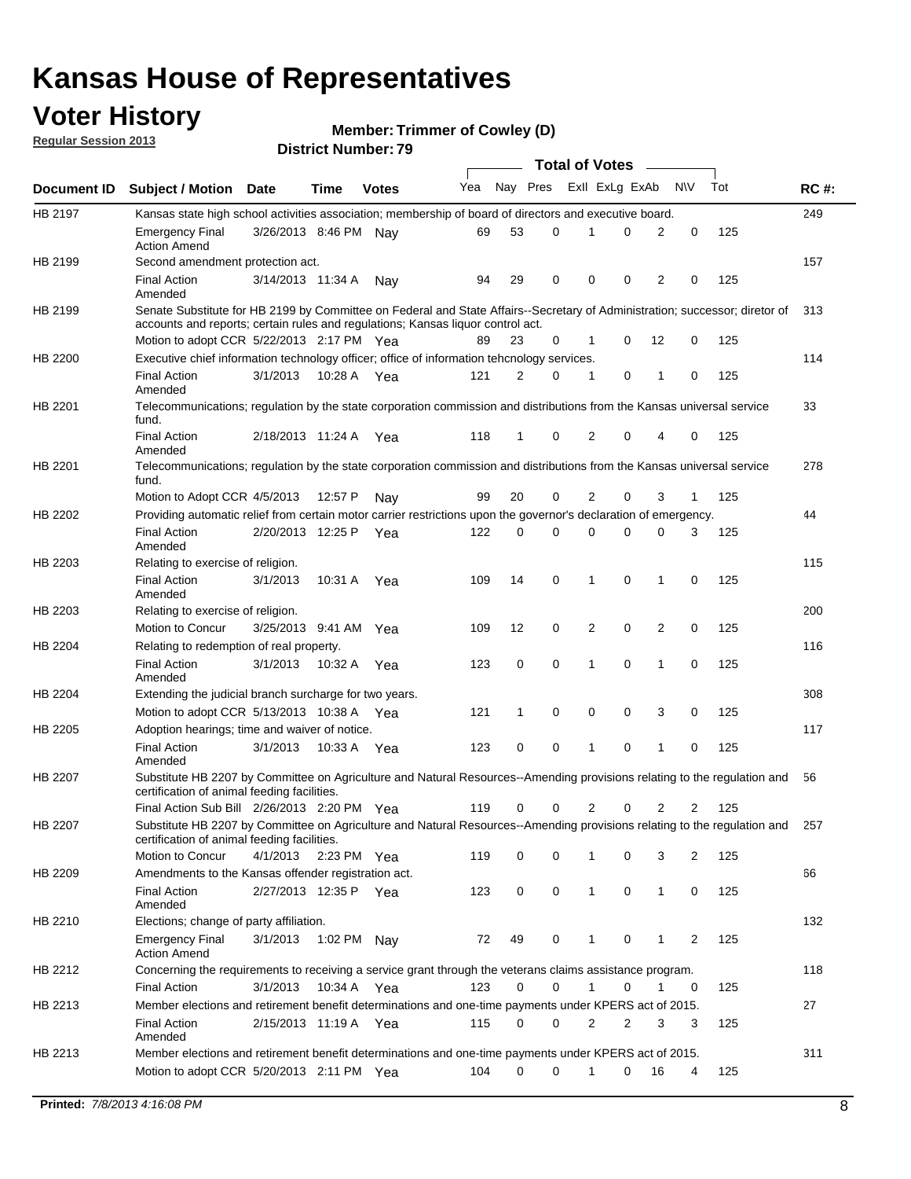# Kansas House of Representatives

## Voter History

**Regular Session 2013**

**Member: Trimmer of Cowley (D)**

**District Number: 79**

| Document ID | Subject / Motion | Date | Time | Votes | Yea | Nay | Pres | ExII | ExLg | ExAb | N\V | Tot | RC #: |
|---|---|---|---|---|---|---|---|---|---|---|---|---|---|
| HB 2197 | Kansas state high school activities association; membership of board of directors and executive board. | | | | | | | | | | | | 249 |
| | Emergency Final Action Amend | 3/26/2013 | 8:46 PM | Nay | 69 | 53 | 0 | 1 | 0 | 2 | 0 | 125 | |
| HB 2199 | Second amendment protection act. | | | | | | | | | | | | 157 |
| | Final Action Amended | 3/14/2013 | 11:34 A | Nay | 94 | 29 | 0 | 0 | 0 | 2 | 0 | 125 | |
| HB 2199 | Senate Substitute for HB 2199 by Committee on Federal and State Affairs--Secretary of Administration; successor; diretor of accounts and reports; certain rules and regulations; Kansas liquor control act. | | | | | | | | | | | | 313 |
| | Motion to adopt CCR | 5/22/2013 | 2:17 PM | Yea | 89 | 23 | 0 | 1 | 0 | 12 | 0 | 125 | |
| HB 2200 | Executive chief information technology officer; office of information tehcnology services. | | | | | | | | | | | | 114 |
| | Final Action Amended | 3/1/2013 | 10:28 A | Yea | 121 | 2 | 0 | 1 | 0 | 1 | 0 | 125 | |
| HB 2201 | Telecommunications; regulation by the state corporation commission and distributions from the Kansas universal service fund. | | | | | | | | | | | | 33 |
| | Final Action Amended | 2/18/2013 | 11:24 A | Yea | 118 | 1 | 0 | 2 | 0 | 4 | 0 | 125 | |
| HB 2201 | Telecommunications; regulation by the state corporation commission and distributions from the Kansas universal service fund. | | | | | | | | | | | | 278 |
| | Motion to Adopt CCR | 4/5/2013 | 12:57 P | Nay | 99 | 20 | 0 | 2 | 0 | 3 | 1 | 125 | |
| HB 2202 | Providing automatic relief from certain motor carrier restrictions upon the governor's declaration of emergency. | | | | | | | | | | | | 44 |
| | Final Action Amended | 2/20/2013 | 12:25 P | Yea | 122 | 0 | 0 | 0 | 0 | 0 | 3 | 125 | |
| HB 2203 | Relating to exercise of religion. | | | | | | | | | | | | 115 |
| | Final Action Amended | 3/1/2013 | 10:31 A | Yea | 109 | 14 | 0 | 1 | 0 | 1 | 0 | 125 | |
| HB 2203 | Relating to exercise of religion. | | | | | | | | | | | | 200 |
| | Motion to Concur | 3/25/2013 | 9:41 AM | Yea | 109 | 12 | 0 | 2 | 0 | 2 | 0 | 125 | |
| HB 2204 | Relating to redemption of real property. | | | | | | | | | | | | 116 |
| | Final Action Amended | 3/1/2013 | 10:32 A | Yea | 123 | 0 | 0 | 1 | 0 | 1 | 0 | 125 | |
| HB 2204 | Extending the judicial branch surcharge for two years. | | | | | | | | | | | | 308 |
| | Motion to adopt CCR | 5/13/2013 | 10:38 A | Yea | 121 | 1 | 0 | 0 | 0 | 3 | 0 | 125 | |
| HB 2205 | Adoption hearings; time and waiver of notice. | | | | | | | | | | | | 117 |
| | Final Action Amended | 3/1/2013 | 10:33 A | Yea | 123 | 0 | 0 | 1 | 0 | 1 | 0 | 125 | |
| HB 2207 | Substitute HB 2207 by Committee on Agriculture and Natural Resources--Amending provisions relating to the regulation and certification of animal feeding facilities. | | | | | | | | | | | | 56 |
| | Final Action Sub Bill | 2/26/2013 | 2:20 PM | Yea | 119 | 0 | 0 | 2 | 0 | 2 | 2 | 125 | |
| HB 2207 | Substitute HB 2207 by Committee on Agriculture and Natural Resources--Amending provisions relating to the regulation and certification of animal feeding facilities. | | | | | | | | | | | | 257 |
| | Motion to Concur | 4/1/2013 | 2:23 PM | Yea | 119 | 0 | 0 | 1 | 0 | 3 | 2 | 125 | |
| HB 2209 | Amendments to the Kansas offender registration act. | | | | | | | | | | | | 66 |
| | Final Action Amended | 2/27/2013 | 12:35 P | Yea | 123 | 0 | 0 | 1 | 0 | 1 | 0 | 125 | |
| HB 2210 | Elections; change of party affiliation. | | | | | | | | | | | | 132 |
| | Emergency Final Action Amend | 3/1/2013 | 1:02 PM | Nay | 72 | 49 | 0 | 1 | 0 | 1 | 2 | 125 | |
| HB 2212 | Concerning the requirements to receiving a service grant through the veterans claims assistance program. | | | | | | | | | | | | 118 |
| | Final Action | 3/1/2013 | 10:34 A | Yea | 123 | 0 | 0 | 1 | 0 | 1 | 0 | 125 | |
| HB 2213 | Member elections and retirement benefit determinations and one-time payments under KPERS act of 2015. | | | | | | | | | | | | 27 |
| | Final Action Amended | 2/15/2013 | 11:19 A | Yea | 115 | 0 | 0 | 2 | 2 | 3 | 3 | 125 | |
| HB 2213 | Member elections and retirement benefit determinations and one-time payments under KPERS act of 2015. | | | | | | | | | | | | 311 |
| | Motion to adopt CCR | 5/20/2013 | 2:11 PM | Yea | 104 | 0 | 0 | 1 | 0 | 16 | 4 | 125 | |

**Printed:** *7/8/2013 4:16:08 PM*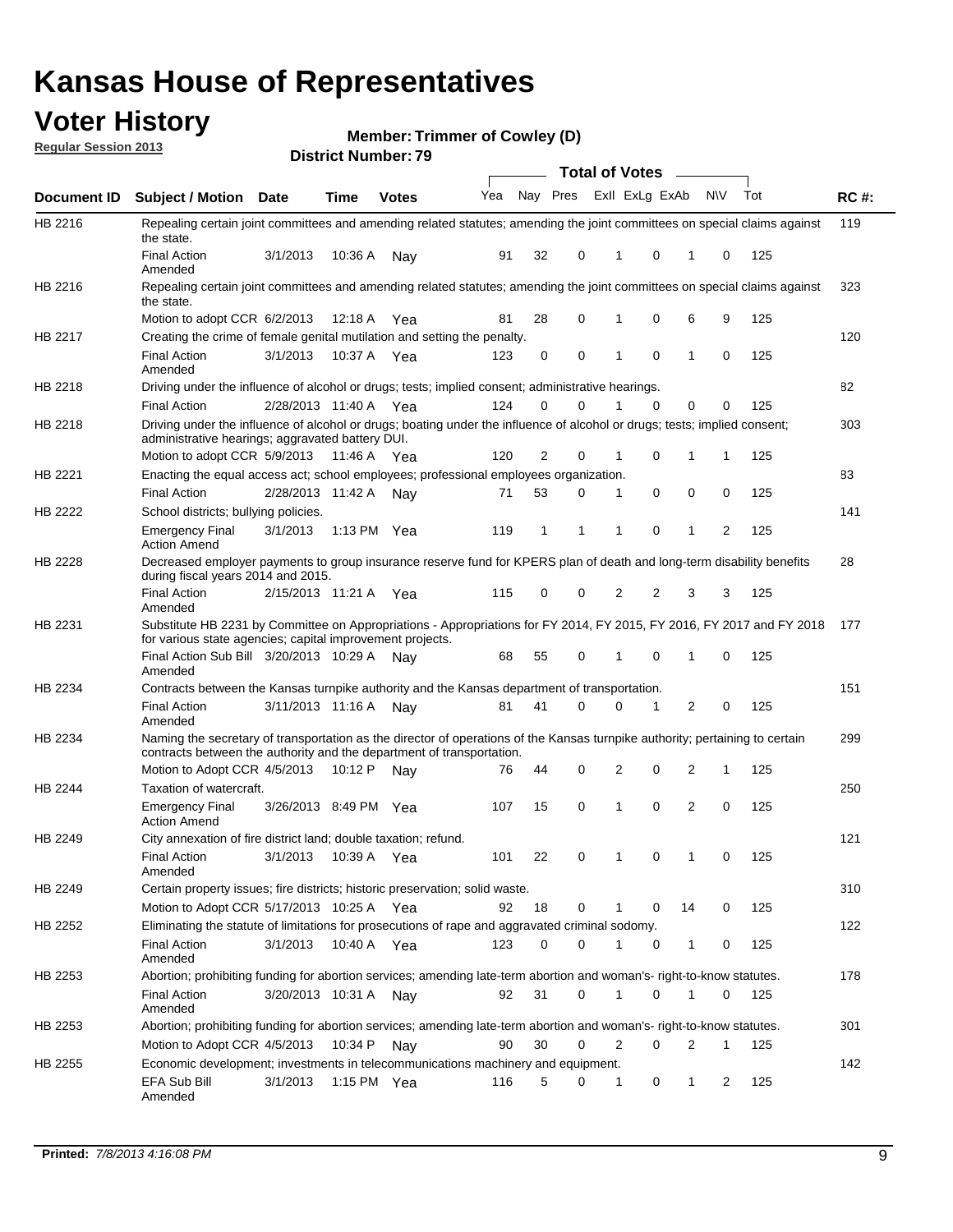# Kansas House of Representatives

## Voter History

**Regular Session 2013**

**Member: Trimmer of Cowley (D)**

**District Number: 79**

| Document ID | Subject / Motion | Date | Time | Votes | Yea | Nay | Pres | ExII | ExLg | ExAb | N\V | Tot | RC #: |
|---|---|---|---|---|---|---|---|---|---|---|---|---|---|
| HB 2216 | Repealing certain joint committees and amending related statutes; amending the joint committees on special claims against the state. | | | | | | | | | | | | 119 |
| | Final Action Amended | 3/1/2013 | 10:36 A | Nay | 91 | 32 | 0 | 1 | 0 | 1 | 0 | 125 | |
| HB 2216 | Repealing certain joint committees and amending related statutes; amending the joint committees on special claims against the state. | | | | | | | | | | | | 323 |
| | Motion to adopt CCR | 6/2/2013 | 12:18 A | Yea | 81 | 28 | 0 | 1 | 0 | 6 | 9 | 125 | |
| HB 2217 | Creating the crime of female genital mutilation and setting the penalty. | | | | | | | | | | | | 120 |
| | Final Action Amended | 3/1/2013 | 10:37 A | Yea | 123 | 0 | 0 | 1 | 0 | 1 | 0 | 125 | |
| HB 2218 | Driving under the influence of alcohol or drugs; tests; implied consent; administrative hearings. | | | | | | | | | | | | 82 |
| | Final Action | 2/28/2013 | 11:40 A | Yea | 124 | 0 | 0 | 1 | 0 | 0 | 0 | 125 | |
| HB 2218 | Driving under the influence of alcohol or drugs; boating under the influence of alcohol or drugs; tests; implied consent; administrative hearings; aggravated battery DUI. | | | | | | | | | | | | 303 |
| | Motion to adopt CCR | 5/9/2013 | 11:46 A | Yea | 120 | 2 | 0 | 1 | 0 | 1 | 1 | 125 | |
| HB 2221 | Enacting the equal access act; school employees; professional employees organization. | | | | | | | | | | | | 83 |
| | Final Action | 2/28/2013 | 11:42 A | Nay | 71 | 53 | 0 | 1 | 0 | 0 | 0 | 125 | |
| HB 2222 | School districts; bullying policies. | | | | | | | | | | | | 141 |
| | Emergency Final Action Amend | 3/1/2013 | 1:13 PM | Yea | 119 | 1 | 1 | 1 | 0 | 1 | 2 | 125 | |
| HB 2228 | Decreased employer payments to group insurance reserve fund for KPERS plan of death and long-term disability benefits during fiscal years 2014 and 2015. | | | | | | | | | | | | 28 |
| | Final Action Amended | 2/15/2013 | 11:21 A | Yea | 115 | 0 | 0 | 2 | 2 | 3 | 3 | 125 | |
| HB 2231 | Substitute HB 2231 by Committee on Appropriations - Appropriations for FY 2014, FY 2015, FY 2016, FY 2017 and FY 2018 for various state agencies; capital improvement projects. | | | | | | | | | | | | 177 |
| | Final Action Sub Bill Amended | 3/20/2013 | 10:29 A | Nay | 68 | 55 | 0 | 1 | 0 | 1 | 0 | 125 | |
| HB 2234 | Contracts between the Kansas turnpike authority and the Kansas department of transportation. | | | | | | | | | | | | 151 |
| | Final Action Amended | 3/11/2013 | 11:16 A | Nay | 81 | 41 | 0 | 0 | 1 | 2 | 0 | 125 | |
| HB 2234 | Naming the secretary of transportation as the director of operations of the Kansas turnpike authority; pertaining to certain contracts between the authority and the department of transportation. | | | | | | | | | | | | 299 |
| | Motion to Adopt CCR | 4/5/2013 | 10:12 P | Nay | 76 | 44 | 0 | 2 | 0 | 2 | 1 | 125 | |
| HB 2244 | Taxation of watercraft. | | | | | | | | | | | | 250 |
| | Emergency Final Action Amend | 3/26/2013 | 8:49 PM | Yea | 107 | 15 | 0 | 1 | 0 | 2 | 0 | 125 | |
| HB 2249 | City annexation of fire district land; double taxation; refund. | | | | | | | | | | | | 121 |
| | Final Action Amended | 3/1/2013 | 10:39 A | Yea | 101 | 22 | 0 | 1 | 0 | 1 | 0 | 125 | |
| HB 2249 | Certain property issues; fire districts; historic preservation; solid waste. | | | | | | | | | | | | 310 |
| | Motion to Adopt CCR | 5/17/2013 | 10:25 A | Yea | 92 | 18 | 0 | 1 | 0 | 14 | 0 | 125 | |
| HB 2252 | Eliminating the statute of limitations for prosecutions of rape and aggravated criminal sodomy. | | | | | | | | | | | | 122 |
| | Final Action Amended | 3/1/2013 | 10:40 A | Yea | 123 | 0 | 0 | 1 | 0 | 1 | 0 | 125 | |
| HB 2253 | Abortion; prohibiting funding for abortion services; amending late-term abortion and woman's- right-to-know statutes. | | | | | | | | | | | | 178 |
| | Final Action Amended | 3/20/2013 | 10:31 A | Nay | 92 | 31 | 0 | 1 | 0 | 1 | 0 | 125 | |
| HB 2253 | Abortion; prohibiting funding for abortion services; amending late-term abortion and woman's- right-to-know statutes. | | | | | | | | | | | | 301 |
| | Motion to Adopt CCR | 4/5/2013 | 10:34 P | Nay | 90 | 30 | 0 | 2 | 0 | 2 | 1 | 125 | |
| HB 2255 | Economic development; investments in telecommunications machinery and equipment. | | | | | | | | | | | | 142 |
| | EFA Sub Bill Amended | 3/1/2013 | 1:15 PM | Yea | 116 | 5 | 0 | 1 | 0 | 1 | 2 | 125 | |

**Printed:** *7/8/2013 4:16:08 PM*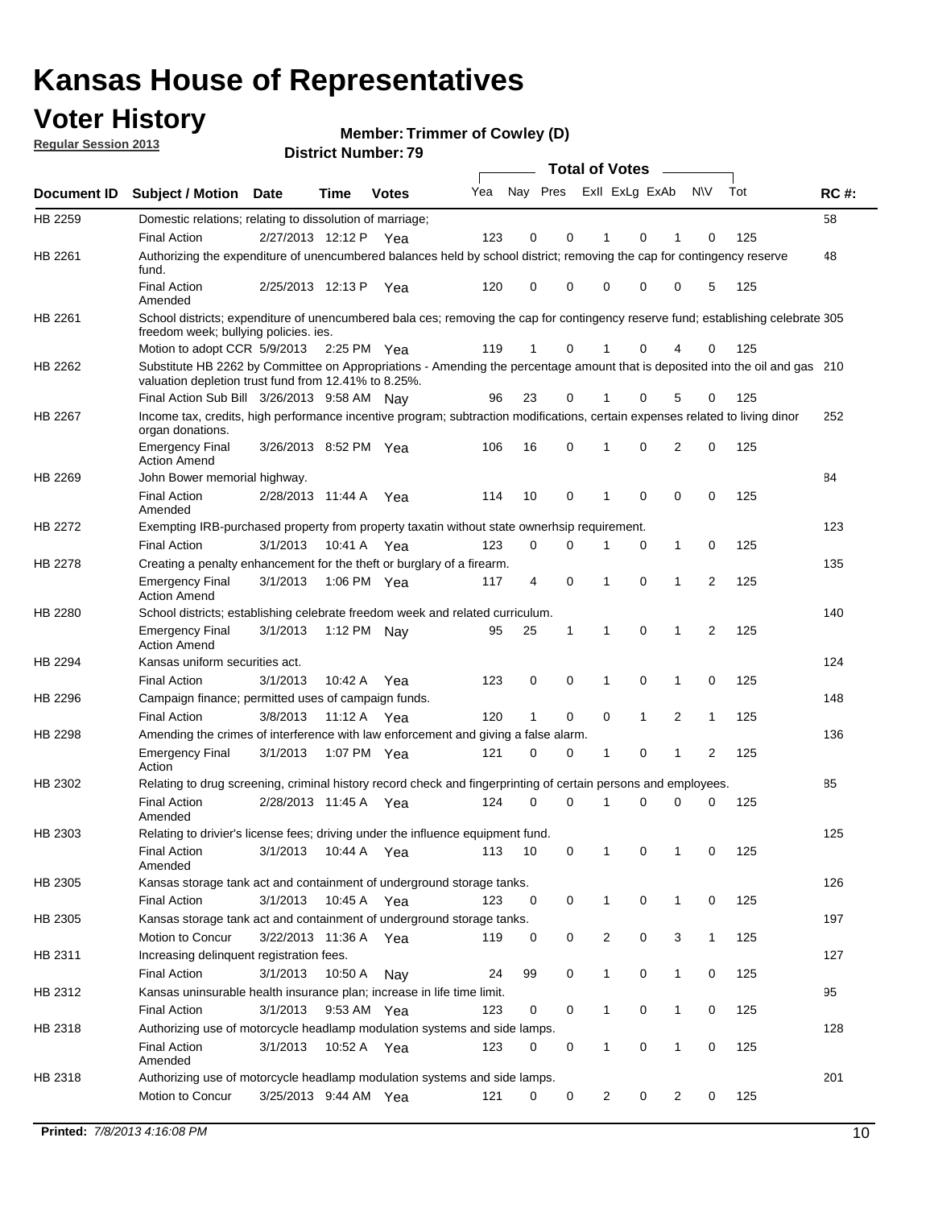# Kansas House of Representatives

## Voter History

**Regular Session 2013**

**Member: Trimmer of Cowley (D)**

**District Number: 79**

| Document ID | Subject / Motion | Date | Time | Votes | Yea | Nay | Pres | ExII | ExLg | ExAb | N\V | Tot | RC #: |
|---|---|---|---|---|---|---|---|---|---|---|---|---|---|
| HB 2259 | Domestic relations; relating to dissolution of marriage; | | | | | | | | | | | | 58 |
| | Final Action | 2/27/2013 | 12:12 P | Yea | 123 | 0 | 0 | 1 | 0 | 1 | 0 | 125 | |
| HB 2261 | Authorizing the expenditure of unencumbered balances held by school district; removing the cap for contingency reserve fund. | | | | | | | | | | | | 48 |
| | Final Action Amended | 2/25/2013 | 12:13 P | Yea | 120 | 0 | 0 | 0 | 0 | 0 | 5 | 125 | |
| HB 2261 | School districts; expenditure of unencumbered bala ces; removing the cap for contingency reserve fund; establishing celebrate freedom week; bullying policies. ies. | | | | | | | | | | | | 305 |
| | Motion to adopt CCR | 5/9/2013 | 2:25 PM | Yea | 119 | 1 | 0 | 1 | 0 | 4 | 0 | 125 | |
| HB 2262 | Substitute HB 2262 by Committee on Appropriations - Amending the percentage amount that is deposited into the oil and gas valuation depletion trust fund from 12.41% to 8.25%. | | | | | | | | | | | | 210 |
| | Final Action Sub Bill | 3/26/2013 | 9:58 AM | Nay | 96 | 23 | 0 | 1 | 0 | 5 | 0 | 125 | |
| HB 2267 | Income tax, credits, high performance incentive program; subtraction modifications, certain expenses related to living dinor organ donations. | | | | | | | | | | | | 252 |
| | Emergency Final Action Amend | 3/26/2013 | 8:52 PM | Yea | 106 | 16 | 0 | 1 | 0 | 2 | 0 | 125 | |
| HB 2269 | John Bower memorial highway. | | | | | | | | | | | | 84 |
| | Final Action Amended | 2/28/2013 | 11:44 A | Yea | 114 | 10 | 0 | 1 | 0 | 0 | 0 | 125 | |
| HB 2272 | Exempting IRB-purchased property from property taxatin without state ownerhsip requirement. | | | | | | | | | | | | 123 |
| | Final Action | 3/1/2013 | 10:41 A | Yea | 123 | 0 | 0 | 1 | 0 | 1 | 0 | 125 | |
| HB 2278 | Creating a penalty enhancement for the theft or burglary of a firearm. | | | | | | | | | | | | 135 |
| | Emergency Final Action Amend | 3/1/2013 | 1:06 PM | Yea | 117 | 4 | 0 | 1 | 0 | 1 | 2 | 125 | |
| HB 2280 | School districts; establishing celebrate freedom week and related curriculum. | | | | | | | | | | | | 140 |
| | Emergency Final Action Amend | 3/1/2013 | 1:12 PM | Nay | 95 | 25 | 1 | 1 | 0 | 1 | 2 | 125 | |
| HB 2294 | Kansas uniform securities act. | | | | | | | | | | | | 124 |
| | Final Action | 3/1/2013 | 10:42 A | Yea | 123 | 0 | 0 | 1 | 0 | 1 | 0 | 125 | |
| HB 2296 | Campaign finance; permitted uses of campaign funds. | | | | | | | | | | | | 148 |
| | Final Action | 3/8/2013 | 11:12 A | Yea | 120 | 1 | 0 | 0 | 1 | 2 | 1 | 125 | |
| HB 2298 | Amending the crimes of interference with law enforcement and giving a false alarm. | | | | | | | | | | | | 136 |
| | Emergency Final Action | 3/1/2013 | 1:07 PM | Yea | 121 | 0 | 0 | 1 | 0 | 1 | 2 | 125 | |
| HB 2302 | Relating to drug screening, criminal history record check and fingerprinting of certain persons and employees. | | | | | | | | | | | | 85 |
| | Final Action Amended | 2/28/2013 | 11:45 A | Yea | 124 | 0 | 0 | 1 | 0 | 0 | 0 | 125 | |
| HB 2303 | Relating to drivier's license fees; driving under the influence equipment fund. | | | | | | | | | | | | 125 |
| | Final Action Amended | 3/1/2013 | 10:44 A | Yea | 113 | 10 | 0 | 1 | 0 | 1 | 0 | 125 | |
| HB 2305 | Kansas storage tank act and containment of underground storage tanks. | | | | | | | | | | | | 126 |
| | Final Action | 3/1/2013 | 10:45 A | Yea | 123 | 0 | 0 | 1 | 0 | 1 | 0 | 125 | |
| HB 2305 | Kansas storage tank act and containment of underground storage tanks. | | | | | | | | | | | | 197 |
| | Motion to Concur | 3/22/2013 | 11:36 A | Yea | 119 | 0 | 0 | 2 | 0 | 3 | 1 | 125 | |
| HB 2311 | Increasing delinquent registration fees. | | | | | | | | | | | | 127 |
| | Final Action | 3/1/2013 | 10:50 A | Nay | 24 | 99 | 0 | 1 | 0 | 1 | 0 | 125 | |
| HB 2312 | Kansas uninsurable health insurance plan; increase in life time limit. | | | | | | | | | | | | 95 |
| | Final Action | 3/1/2013 | 9:53 AM | Yea | 123 | 0 | 0 | 1 | 0 | 1 | 0 | 125 | |
| HB 2318 | Authorizing use of motorcycle headlamp modulation systems and side lamps. | | | | | | | | | | | | 128 |
| | Final Action Amended | 3/1/2013 | 10:52 A | Yea | 123 | 0 | 0 | 1 | 0 | 1 | 0 | 125 | |
| HB 2318 | Authorizing use of motorcycle headlamp modulation systems and side lamps. | | | | | | | | | | | | 201 |
| | Motion to Concur | 3/25/2013 | 9:44 AM | Yea | 121 | 0 | 0 | 2 | 0 | 2 | 0 | 125 | |

**Printed:** *7/8/2013 4:16:08 PM*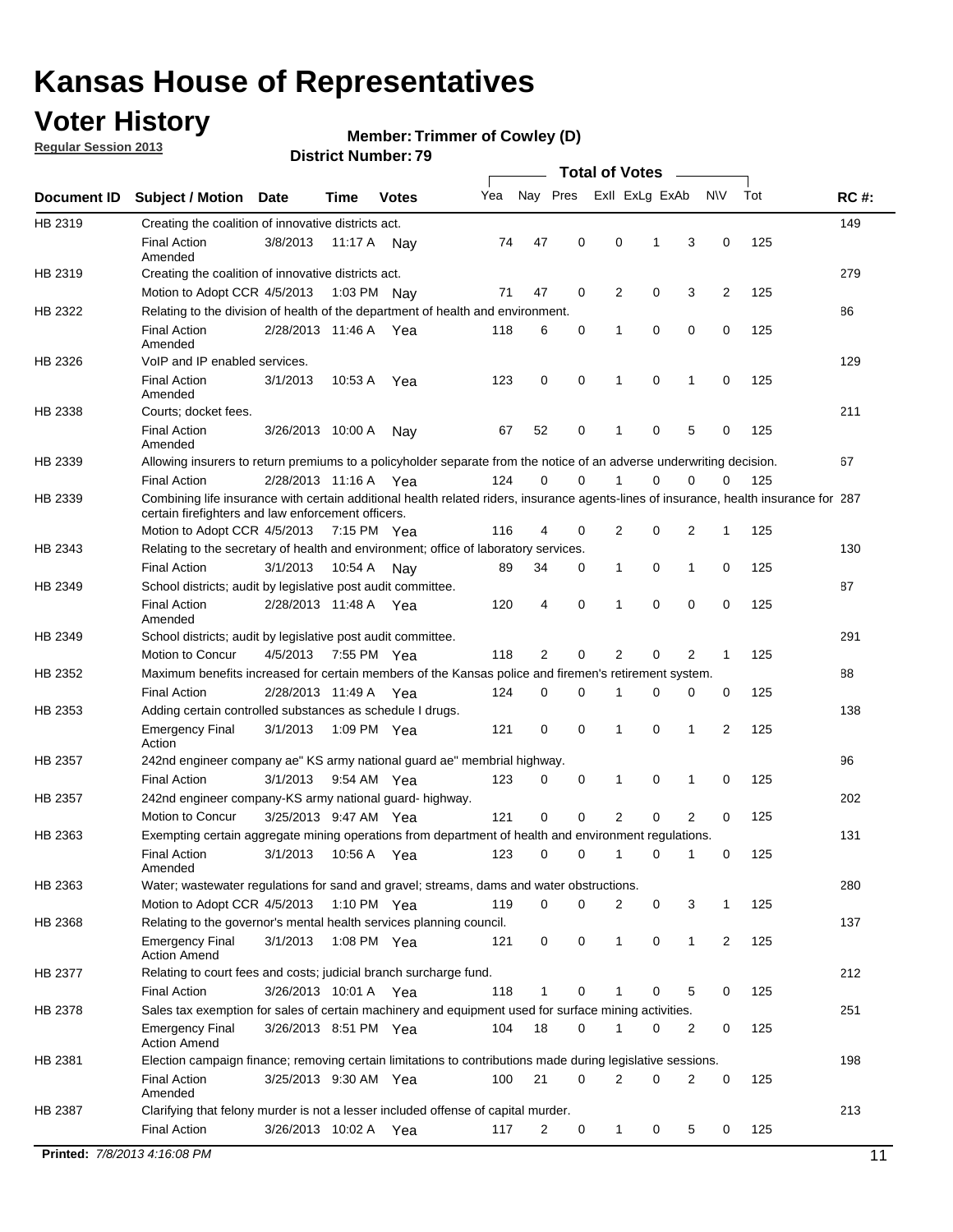# Kansas House of Representatives

## Voter History

**Regular Session 2013**

**Member: Trimmer of Cowley (D)**

**District Number: 79**

| Document ID | Subject / Motion | Date | Time | Votes | Yea | Nay | Pres | ExII | ExLg | ExAb | N\V | Tot | RC #: |
|---|---|---|---|---|---|---|---|---|---|---|---|---|---|
| HB 2319 | Creating the coalition of innovative districts act. | | | | | | | | | | | | 149 |
| | Final Action Amended | 3/8/2013 | 11:17 A | Nay | 74 | 47 | 0 | 0 | 1 | 3 | 0 | 125 | |
| HB 2319 | Creating the coalition of innovative districts act. | | | | | | | | | | | | 279 |
| | Motion to Adopt CCR | 4/5/2013 | 1:03 PM | Nay | 71 | 47 | 0 | 2 | 0 | 3 | 2 | 125 | |
| HB 2322 | Relating to the division of health of the department of health and environment. | | | | | | | | | | | | 86 |
| | Final Action Amended | 2/28/2013 | 11:46 A | Yea | 118 | 6 | 0 | 1 | 0 | 0 | 0 | 125 | |
| HB 2326 | VoIP and IP enabled services. | | | | | | | | | | | | 129 |
| | Final Action Amended | 3/1/2013 | 10:53 A | Yea | 123 | 0 | 0 | 1 | 0 | 1 | 0 | 125 | |
| HB 2338 | Courts; docket fees. | | | | | | | | | | | | 211 |
| | Final Action Amended | 3/26/2013 | 10:00 A | Nay | 67 | 52 | 0 | 1 | 0 | 5 | 0 | 125 | |
| HB 2339 | Allowing insurers to return premiums to a policyholder separate from the notice of an adverse underwriting decision. | | | | | | | | | | | | 67 |
| | Final Action | 2/28/2013 | 11:16 A | Yea | 124 | 0 | 0 | 1 | 0 | 0 | 0 | 125 | |
| HB 2339 | Combining life insurance with certain additional health related riders, insurance agents-lines of insurance, health insurance for certain firefighters and law enforcement officers. | | | | | | | | | | | | 287 |
| | Motion to Adopt CCR | 4/5/2013 | 7:15 PM | Yea | 116 | 4 | 0 | 2 | 0 | 2 | 1 | 125 | |
| HB 2343 | Relating to the secretary of health and environment; office of laboratory services. | | | | | | | | | | | | 130 |
| | Final Action | 3/1/2013 | 10:54 A | Nay | 89 | 34 | 0 | 1 | 0 | 1 | 0 | 125 | |
| HB 2349 | School districts; audit by legislative post audit committee. | | | | | | | | | | | | 87 |
| | Final Action Amended | 2/28/2013 | 11:48 A | Yea | 120 | 4 | 0 | 1 | 0 | 0 | 0 | 125 | |
| HB 2349 | School districts; audit by legislative post audit committee. | | | | | | | | | | | | 291 |
| | Motion to Concur | 4/5/2013 | 7:55 PM | Yea | 118 | 2 | 0 | 2 | 0 | 2 | 1 | 125 | |
| HB 2352 | Maximum benefits increased for certain members of the Kansas police and firemen's retirement system. | | | | | | | | | | | | 88 |
| | Final Action | 2/28/2013 | 11:49 A | Yea | 124 | 0 | 0 | 1 | 0 | 0 | 0 | 125 | |
| HB 2353 | Adding certain controlled substances as schedule I drugs. | | | | | | | | | | | | 138 |
| | Emergency Final Action | 3/1/2013 | 1:09 PM | Yea | 121 | 0 | 0 | 1 | 0 | 1 | 2 | 125 | |
| HB 2357 | 242nd engineer company ae" KS army national guard ae" membrial highway. | | | | | | | | | | | | 96 |
| | Final Action | 3/1/2013 | 9:54 AM | Yea | 123 | 0 | 0 | 1 | 0 | 1 | 0 | 125 | |
| HB 2357 | 242nd engineer company-KS army national guard- highway. | | | | | | | | | | | | 202 |
| | Motion to Concur | 3/25/2013 | 9:47 AM | Yea | 121 | 0 | 0 | 2 | 0 | 2 | 0 | 125 | |
| HB 2363 | Exempting certain aggregate mining operations from department of health and environment regulations. | | | | | | | | | | | | 131 |
| | Final Action Amended | 3/1/2013 | 10:56 A | Yea | 123 | 0 | 0 | 1 | 0 | 1 | 0 | 125 | |
| HB 2363 | Water; wastewater regulations for sand and gravel; streams, dams and water obstructions. | | | | | | | | | | | | 280 |
| | Motion to Adopt CCR | 4/5/2013 | 1:10 PM | Yea | 119 | 0 | 0 | 2 | 0 | 3 | 1 | 125 | |
| HB 2368 | Relating to the governor's mental health services planning council. | | | | | | | | | | | | 137 |
| | Emergency Final Action Amend | 3/1/2013 | 1:08 PM | Yea | 121 | 0 | 0 | 1 | 0 | 1 | 2 | 125 | |
| HB 2377 | Relating to court fees and costs; judicial branch surcharge fund. | | | | | | | | | | | | 212 |
| | Final Action | 3/26/2013 | 10:01 A | Yea | 118 | 1 | 0 | 1 | 0 | 5 | 0 | 125 | |
| HB 2378 | Sales tax exemption for sales of certain machinery and equipment used for surface mining activities. | | | | | | | | | | | | 251 |
| | Emergency Final Action Amend | 3/26/2013 | 8:51 PM | Yea | 104 | 18 | 0 | 1 | 0 | 2 | 0 | 125 | |
| HB 2381 | Election campaign finance; removing certain limitations to contributions made during legislative sessions. | | | | | | | | | | | | 198 |
| | Final Action Amended | 3/25/2013 | 9:30 AM | Yea | 100 | 21 | 0 | 2 | 0 | 2 | 0 | 125 | |
| HB 2387 | Clarifying that felony murder is not a lesser included offense of capital murder. | | | | | | | | | | | | 213 |
| | Final Action | 3/26/2013 | 10:02 A | Yea | 117 | 2 | 0 | 1 | 0 | 5 | 0 | 125 | |

**Printed:** *7/8/2013 4:16:08 PM*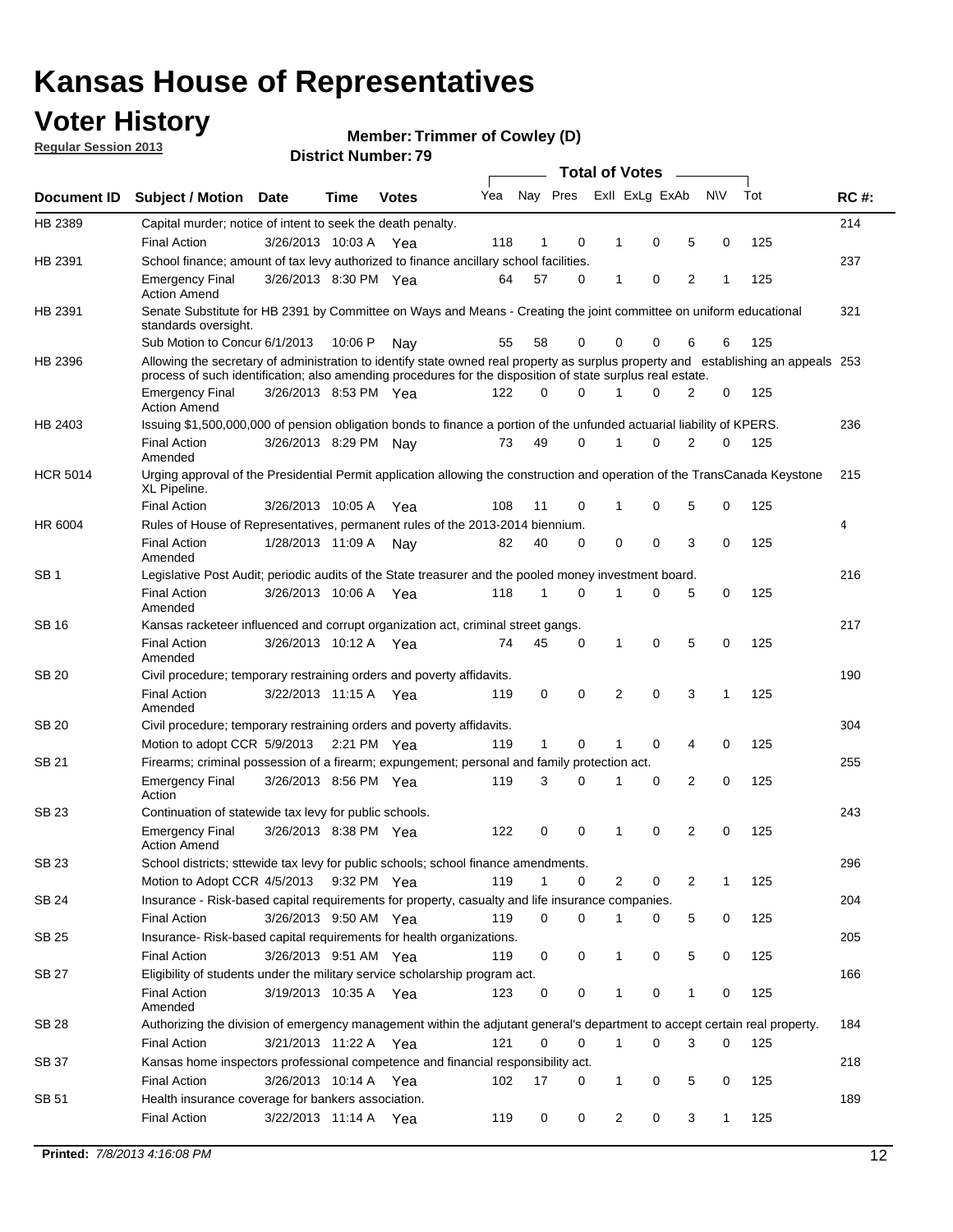# Kansas House of Representatives

## Voter History

**Regular Session 2013**

**Member: Trimmer of Cowley (D)**

**District Number: 79**

| Document ID | Subject / Motion | Date | Time | Votes | Yea | Nay | Pres | ExII | ExLg | ExAb | N\V | Tot | RC #: |
|---|---|---|---|---|---|---|---|---|---|---|---|---|---|
| HB 2389 | Capital murder; notice of intent to seek the death penalty. | | | | | | | | | | | | 214 |
| | Final Action | 3/26/2013 | 10:03 A | Yea | 118 | 1 | 0 | 1 | 0 | 5 | 0 | 125 | |
| HB 2391 | School finance; amount of tax levy authorized to finance ancillary school facilities. | | | | | | | | | | | | 237 |
| | Emergency Final Action Amend | 3/26/2013 | 8:30 PM | Yea | 64 | 57 | 0 | 1 | 0 | 2 | 1 | 125 | |
| HB 2391 | Senate Substitute for HB 2391 by Committee on Ways and Means - Creating the joint committee on uniform educational standards oversight. | | | | | | | | | | | | 321 |
| | Sub Motion to Concur | 6/1/2013 | 10:06 P | Nay | 55 | 58 | 0 | 0 | 0 | 6 | 6 | 125 | |
| HB 2396 | Allowing the secretary of administration to identify state owned real property as surplus property and establishing an appeals process of such identification; also amending procedures for the disposition of state surplus real estate. | | | | | | | | | | | | 253 |
| | Emergency Final Action Amend | 3/26/2013 | 8:53 PM | Yea | 122 | 0 | 0 | 1 | 0 | 2 | 0 | 125 | |
| HB 2403 | Issuing $1,500,000,000 of pension obligation bonds to finance a portion of the unfunded actuarial liability of KPERS. | | | | | | | | | | | | 236 |
| | Final Action Amended | 3/26/2013 | 8:29 PM | Nay | 73 | 49 | 0 | 1 | 0 | 2 | 0 | 125 | |
| HCR 5014 | Urging approval of the Presidential Permit application allowing the construction and operation of the TransCanada Keystone XL Pipeline. | | | | | | | | | | | | 215 |
| | Final Action | 3/26/2013 | 10:05 A | Yea | 108 | 11 | 0 | 1 | 0 | 5 | 0 | 125 | |
| HR 6004 | Rules of House of Representatives, permanent rules of the 2013-2014 biennium. | | | | | | | | | | | | 4 |
| | Final Action Amended | 1/28/2013 | 11:09 A | Nay | 82 | 40 | 0 | 0 | 0 | 3 | 0 | 125 | |
| SB 1 | Legislative Post Audit; periodic audits of the State treasurer and the pooled money investment board. | | | | | | | | | | | | 216 |
| | Final Action Amended | 3/26/2013 | 10:06 A | Yea | 118 | 1 | 0 | 1 | 0 | 5 | 0 | 125 | |
| SB 16 | Kansas racketeer influenced and corrupt organization act, criminal street gangs. | | | | | | | | | | | | 217 |
| | Final Action Amended | 3/26/2013 | 10:12 A | Yea | 74 | 45 | 0 | 1 | 0 | 5 | 0 | 125 | |
| SB 20 | Civil procedure; temporary restraining orders and poverty affidavits. | | | | | | | | | | | | 190 |
| | Final Action Amended | 3/22/2013 | 11:15 A | Yea | 119 | 0 | 0 | 2 | 0 | 3 | 1 | 125 | |
| SB 20 | Civil procedure; temporary restraining orders and poverty affidavits. | | | | | | | | | | | | 304 |
| | Motion to adopt CCR | 5/9/2013 | 2:21 PM | Yea | 119 | 1 | 0 | 1 | 0 | 4 | 0 | 125 | |
| SB 21 | Firearms; criminal possession of a firearm; expungement; personal and family protection act. | | | | | | | | | | | | 255 |
| | Emergency Final Action | 3/26/2013 | 8:56 PM | Yea | 119 | 3 | 0 | 1 | 0 | 2 | 0 | 125 | |
| SB 23 | Continuation of statewide tax levy for public schools. | | | | | | | | | | | | 243 |
| | Emergency Final Action Amend | 3/26/2013 | 8:38 PM | Yea | 122 | 0 | 0 | 1 | 0 | 2 | 0 | 125 | |
| SB 23 | School districts; sttewide tax levy for public schools; school finance amendments. | | | | | | | | | | | | 296 |
| | Motion to Adopt CCR | 4/5/2013 | 9:32 PM | Yea | 119 | 1 | 0 | 2 | 0 | 2 | 1 | 125 | |
| SB 24 | Insurance - Risk-based capital requirements for property, casualty and life insurance companies. | | | | | | | | | | | | 204 |
| | Final Action | 3/26/2013 | 9:50 AM | Yea | 119 | 0 | 0 | 1 | 0 | 5 | 0 | 125 | |
| SB 25 | Insurance- Risk-based capital requirements for health organizations. | | | | | | | | | | | | 205 |
| | Final Action | 3/26/2013 | 9:51 AM | Yea | 119 | 0 | 0 | 1 | 0 | 5 | 0 | 125 | |
| SB 27 | Eligibility of students under the military service scholarship program act. | | | | | | | | | | | | 166 |
| | Final Action Amended | 3/19/2013 | 10:35 A | Yea | 123 | 0 | 0 | 1 | 0 | 1 | 0 | 125 | |
| SB 28 | Authorizing the division of emergency management within the adjutant general's department to accept certain real property. | | | | | | | | | | | | 184 |
| | Final Action | 3/21/2013 | 11:22 A | Yea | 121 | 0 | 0 | 1 | 0 | 3 | 0 | 125 | |
| SB 37 | Kansas home inspectors professional competence and financial responsibility act. | | | | | | | | | | | | 218 |
| | Final Action | 3/26/2013 | 10:14 A | Yea | 102 | 17 | 0 | 1 | 0 | 5 | 0 | 125 | |
| SB 51 | Health insurance coverage for bankers association. | | | | | | | | | | | | 189 |
| | Final Action | 3/22/2013 | 11:14 A | Yea | 119 | 0 | 0 | 2 | 0 | 3 | 1 | 125 | |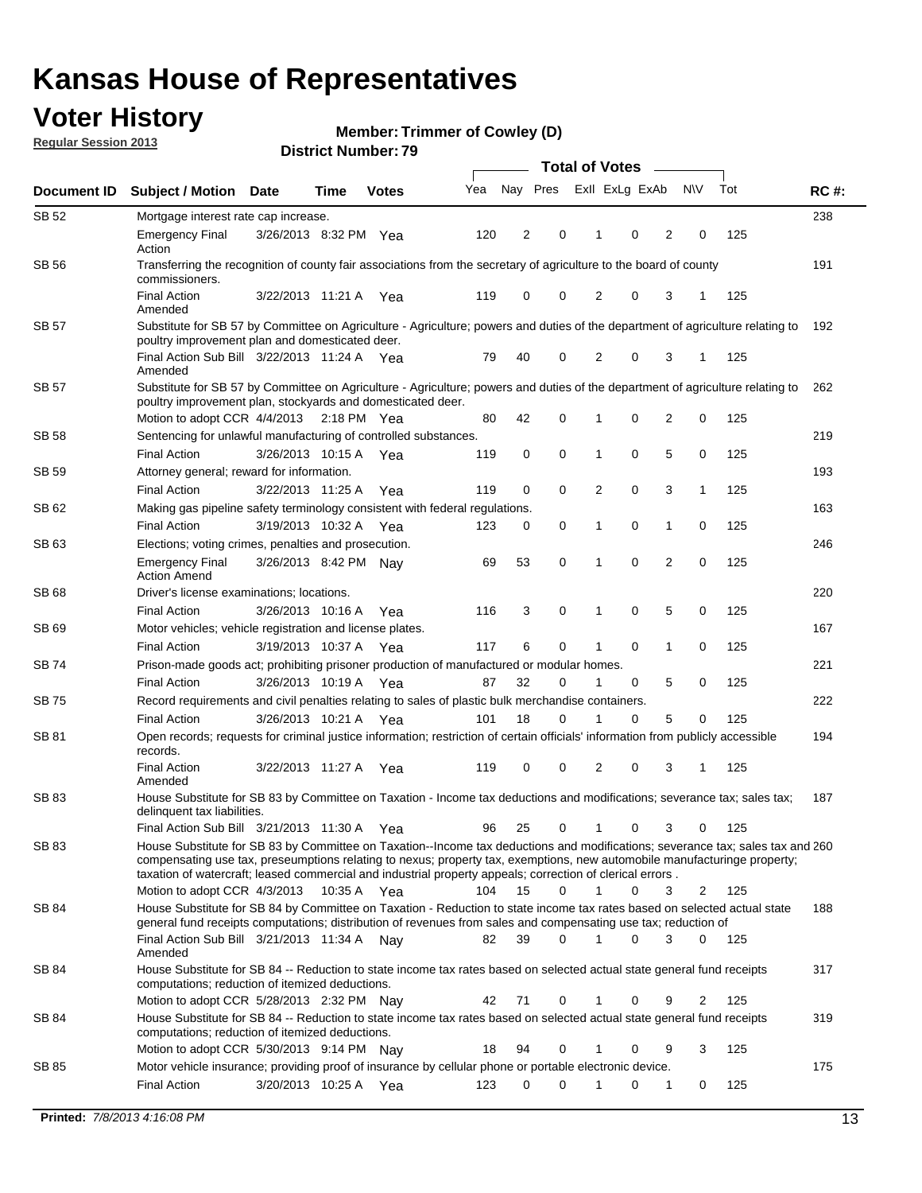# Kansas House of Representatives

## Voter History

**Regular Session 2013**

**Member: Trimmer of Cowley (D)**

**District Number: 79**

| Document ID | Subject / Motion | Date | Time | Votes | Yea | Nay | Pres | ExII | ExLg | ExAb | N\V | Tot | RC #: |
|---|---|---|---|---|---|---|---|---|---|---|---|---|---|
| SB 52 | Mortgage interest rate cap increase. | | | | | | | | | | | | 238 |
| | Emergency Final Action | 3/26/2013 | 8:32 PM | Yea | 120 | 2 | 0 | 1 | 0 | 2 | 0 | 125 | |
| SB 56 | Transferring the recognition of county fair associations from the secretary of agriculture to the board of county commissioners. | | | | | | | | | | | | 191 |
| | Final Action Amended | 3/22/2013 | 11:21 A | Yea | 119 | 0 | 0 | 2 | 0 | 3 | 1 | 125 | |
| SB 57 | Substitute for SB 57 by Committee on Agriculture - Agriculture; powers and duties of the department of agriculture relating to poultry improvement plan and domesticated deer. | | | | | | | | | | | | 192 |
| | Final Action Sub Bill Amended | 3/22/2013 | 11:24 A | Yea | 79 | 40 | 0 | 2 | 0 | 3 | 1 | 125 | |
| SB 57 | Substitute for SB 57 by Committee on Agriculture - Agriculture; powers and duties of the department of agriculture relating to poultry improvement plan, stockyards and domesticated deer. | | | | | | | | | | | | 262 |
| | Motion to adopt CCR | 4/4/2013 | 2:18 PM | Yea | 80 | 42 | 0 | 1 | 0 | 2 | 0 | 125 | |
| SB 58 | Sentencing for unlawful manufacturing of controlled substances. | | | | | | | | | | | | 219 |
| | Final Action | 3/26/2013 | 10:15 A | Yea | 119 | 0 | 0 | 1 | 0 | 5 | 0 | 125 | |
| SB 59 | Attorney general; reward for information. | | | | | | | | | | | | 193 |
| | Final Action | 3/22/2013 | 11:25 A | Yea | 119 | 0 | 0 | 2 | 0 | 3 | 1 | 125 | |
| SB 62 | Making gas pipeline safety terminology consistent with federal regulations. | | | | | | | | | | | | 163 |
| | Final Action | 3/19/2013 | 10:32 A | Yea | 123 | 0 | 0 | 1 | 0 | 1 | 0 | 125 | |
| SB 63 | Elections; voting crimes, penalties and prosecution. | | | | | | | | | | | | 246 |
| | Emergency Final Action Amend | 3/26/2013 | 8:42 PM | Nay | 69 | 53 | 0 | 1 | 0 | 2 | 0 | 125 | |
| SB 68 | Driver's license examinations; locations. | | | | | | | | | | | | 220 |
| | Final Action | 3/26/2013 | 10:16 A | Yea | 116 | 3 | 0 | 1 | 0 | 5 | 0 | 125 | |
| SB 69 | Motor vehicles; vehicle registration and license plates. | | | | | | | | | | | | 167 |
| | Final Action | 3/19/2013 | 10:37 A | Yea | 117 | 6 | 0 | 1 | 0 | 1 | 0 | 125 | |
| SB 74 | Prison-made goods act; prohibiting prisoner production of manufactured or modular homes. | | | | | | | | | | | | 221 |
| | Final Action | 3/26/2013 | 10:19 A | Yea | 87 | 32 | 0 | 1 | 0 | 5 | 0 | 125 | |
| SB 75 | Record requirements and civil penalties relating to sales of plastic bulk merchandise containers. | | | | | | | | | | | | 222 |
| | Final Action | 3/26/2013 | 10:21 A | Yea | 101 | 18 | 0 | 1 | 0 | 5 | 0 | 125 | |
| SB 81 | Open records; requests for criminal justice information; restriction of certain officials' information from publicly accessible records. | | | | | | | | | | | | 194 |
| | Final Action Amended | 3/22/2013 | 11:27 A | Yea | 119 | 0 | 0 | 2 | 0 | 3 | 1 | 125 | |
| SB 83 | House Substitute for SB 83 by Committee on Taxation - Income tax deductions and modifications; severance tax; sales tax; delinquent tax liabilities. | | | | | | | | | | | | 187 |
| | Final Action Sub Bill | 3/21/2013 | 11:30 A | Yea | 96 | 25 | 0 | 1 | 0 | 3 | 0 | 125 | |
| SB 83 | House Substitute for SB 83 by Committee on Taxation--Income tax deductions and modifications; severance tax; sales tax and compensating use tax, preseumptions relating to nexus; property tax, exemptions, new automobile manufacturinge property; taxation of watercraft; leased commercial and industrial property appeals; correction of clerical errors . | | | | | | | | | | | | 260 |
| | Motion to adopt CCR | 4/3/2013 | 10:35 A | Yea | 104 | 15 | 0 | 1 | 0 | 3 | 2 | 125 | |
| SB 84 | House Substitute for SB 84 by Committee on Taxation - Reduction to state income tax rates based on selected actual state general fund receipts computations; distribution of revenues from sales and compensating use tax; reduction of | | | | | | | | | | | | 188 |
| | Final Action Sub Bill Amended | 3/21/2013 | 11:34 A | Nay | 82 | 39 | 0 | 1 | 0 | 3 | 0 | 125 | |
| SB 84 | House Substitute for SB 84 -- Reduction to state income tax rates based on selected actual state general fund receipts computations; reduction of itemized deductions. | | | | | | | | | | | | 317 |
| | Motion to adopt CCR | 5/28/2013 | 2:32 PM | Nay | 42 | 71 | 0 | 1 | 0 | 9 | 2 | 125 | |
| SB 84 | House Substitute for SB 84 -- Reduction to state income tax rates based on selected actual state general fund receipts computations; reduction of itemized deductions. | | | | | | | | | | | | 319 |
| | Motion to adopt CCR | 5/30/2013 | 9:14 PM | Nay | 18 | 94 | 0 | 1 | 0 | 9 | 3 | 125 | |
| SB 85 | Motor vehicle insurance; providing proof of insurance by cellular phone or portable electronic device. | | | | | | | | | | | | 175 |
| | Final Action | 3/20/2013 | 10:25 A | Yea | 123 | 0 | 0 | 1 | 0 | 1 | 0 | 125 | |

**Printed:** *7/8/2013 4:16:08 PM*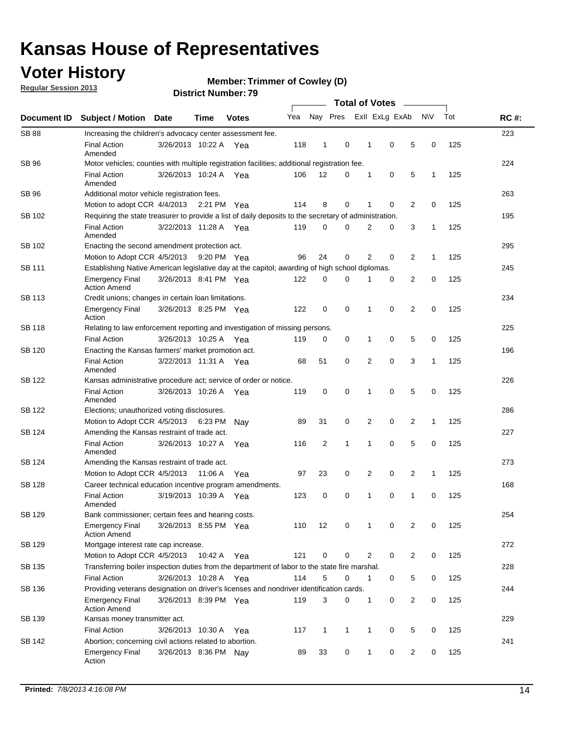# Kansas House of Representatives

## Voter History

**Regular Session 2013**

**Member: Trimmer of Cowley (D)**

**District Number: 79**

| Document ID | Subject / Motion | Date | Time | Votes | Yea | Nay | Pres | ExII | ExLg | ExAb | N\V | Tot | RC #: |
|---|---|---|---|---|---|---|---|---|---|---|---|---|---|
| SB 88 | Increasing the children's advocacy center assessment fee. | | | | | | | | | | | | 223 |
| | Final Action Amended | 3/26/2013 | 10:22 A | Yea | 118 | 1 | 0 | 1 | 0 | 5 | 0 | 125 | |
| SB 96 | Motor vehicles; counties with multiple registration facilities; additional registration fee. | | | | | | | | | | | | 224 |
| | Final Action Amended | 3/26/2013 | 10:24 A | Yea | 106 | 12 | 0 | 1 | 0 | 5 | 1 | 125 | |
| SB 96 | Additional motor vehicle registration fees. | | | | | | | | | | | | 263 |
| | Motion to adopt CCR | 4/4/2013 | 2:21 PM | Yea | 114 | 8 | 0 | 1 | 0 | 2 | 0 | 125 | |
| SB 102 | Requiring the state treasurer to provide a list of daily deposits to the secretary of administration. | | | | | | | | | | | | 195 |
| | Final Action Amended | 3/22/2013 | 11:28 A | Yea | 119 | 0 | 0 | 2 | 0 | 3 | 1 | 125 | |
| SB 102 | Enacting the second amendment protection act. | | | | | | | | | | | | 295 |
| | Motion to Adopt CCR | 4/5/2013 | 9:20 PM | Yea | 96 | 24 | 0 | 2 | 0 | 2 | 1 | 125 | |
| SB 111 | Establishing Native American legislative day at the capitol; awarding of high school diplomas. | | | | | | | | | | | | 245 |
| | Emergency Final Action Amend | 3/26/2013 | 8:41 PM | Yea | 122 | 0 | 0 | 1 | 0 | 2 | 0 | 125 | |
| SB 113 | Credit unions; changes in certain loan limitations. | | | | | | | | | | | | 234 |
| | Emergency Final Action | 3/26/2013 | 8:25 PM | Yea | 122 | 0 | 0 | 1 | 0 | 2 | 0 | 125 | |
| SB 118 | Relating to law enforcement reporting and investigation of missing persons. | | | | | | | | | | | | 225 |
| | Final Action | 3/26/2013 | 10:25 A | Yea | 119 | 0 | 0 | 1 | 0 | 5 | 0 | 125 | |
| SB 120 | Enacting the Kansas farmers' market promotion act. | | | | | | | | | | | | 196 |
| | Final Action Amended | 3/22/2013 | 11:31 A | Yea | 68 | 51 | 0 | 2 | 0 | 3 | 1 | 125 | |
| SB 122 | Kansas administrative procedure act; service of order or notice. | | | | | | | | | | | | 226 |
| | Final Action Amended | 3/26/2013 | 10:26 A | Yea | 119 | 0 | 0 | 1 | 0 | 5 | 0 | 125 | |
| SB 122 | Elections; unauthorized voting disclosures. | | | | | | | | | | | | 286 |
| | Motion to Adopt CCR | 4/5/2013 | 6:23 PM | Nay | 89 | 31 | 0 | 2 | 0 | 2 | 1 | 125 | |
| SB 124 | Amending the Kansas restraint of trade act. | | | | | | | | | | | | 227 |
| | Final Action Amended | 3/26/2013 | 10:27 A | Yea | 116 | 2 | 1 | 1 | 0 | 5 | 0 | 125 | |
| SB 124 | Amending the Kansas restraint of trade act. | | | | | | | | | | | | 273 |
| | Motion to Adopt CCR | 4/5/2013 | 11:06 A | Yea | 97 | 23 | 0 | 2 | 0 | 2 | 1 | 125 | |
| SB 128 | Career technical education incentive program amendments. | | | | | | | | | | | | 168 |
| | Final Action Amended | 3/19/2013 | 10:39 A | Yea | 123 | 0 | 0 | 1 | 0 | 1 | 0 | 125 | |
| SB 129 | Bank commissioner; certain fees and hearing costs. | | | | | | | | | | | | 254 |
| | Emergency Final Action Amend | 3/26/2013 | 8:55 PM | Yea | 110 | 12 | 0 | 1 | 0 | 2 | 0 | 125 | |
| SB 129 | Mortgage interest rate cap increase. | | | | | | | | | | | | 272 |
| | Motion to Adopt CCR | 4/5/2013 | 10:42 A | Yea | 121 | 0 | 0 | 2 | 0 | 2 | 0 | 125 | |
| SB 135 | Transferring boiler inspection duties from the department of labor to the state fire marshal. | | | | | | | | | | | | 228 |
| | Final Action | 3/26/2013 | 10:28 A | Yea | 114 | 5 | 0 | 1 | 0 | 5 | 0 | 125 | |
| SB 136 | Providing veterans designation on driver's licenses and nondriver identification cards. | | | | | | | | | | | | 244 |
| | Emergency Final Action Amend | 3/26/2013 | 8:39 PM | Yea | 119 | 3 | 0 | 1 | 0 | 2 | 0 | 125 | |
| SB 139 | Kansas money transmitter act. | | | | | | | | | | | | 229 |
| | Final Action | 3/26/2013 | 10:30 A | Yea | 117 | 1 | 1 | 1 | 0 | 5 | 0 | 125 | |
| SB 142 | Abortion; concerning civil actions related to abortion. | | | | | | | | | | | | 241 |
| | Emergency Final Action | 3/26/2013 | 8:36 PM | Nay | 89 | 33 | 0 | 1 | 0 | 2 | 0 | 125 | |

**Printed:** *7/8/2013 4:16:08 PM*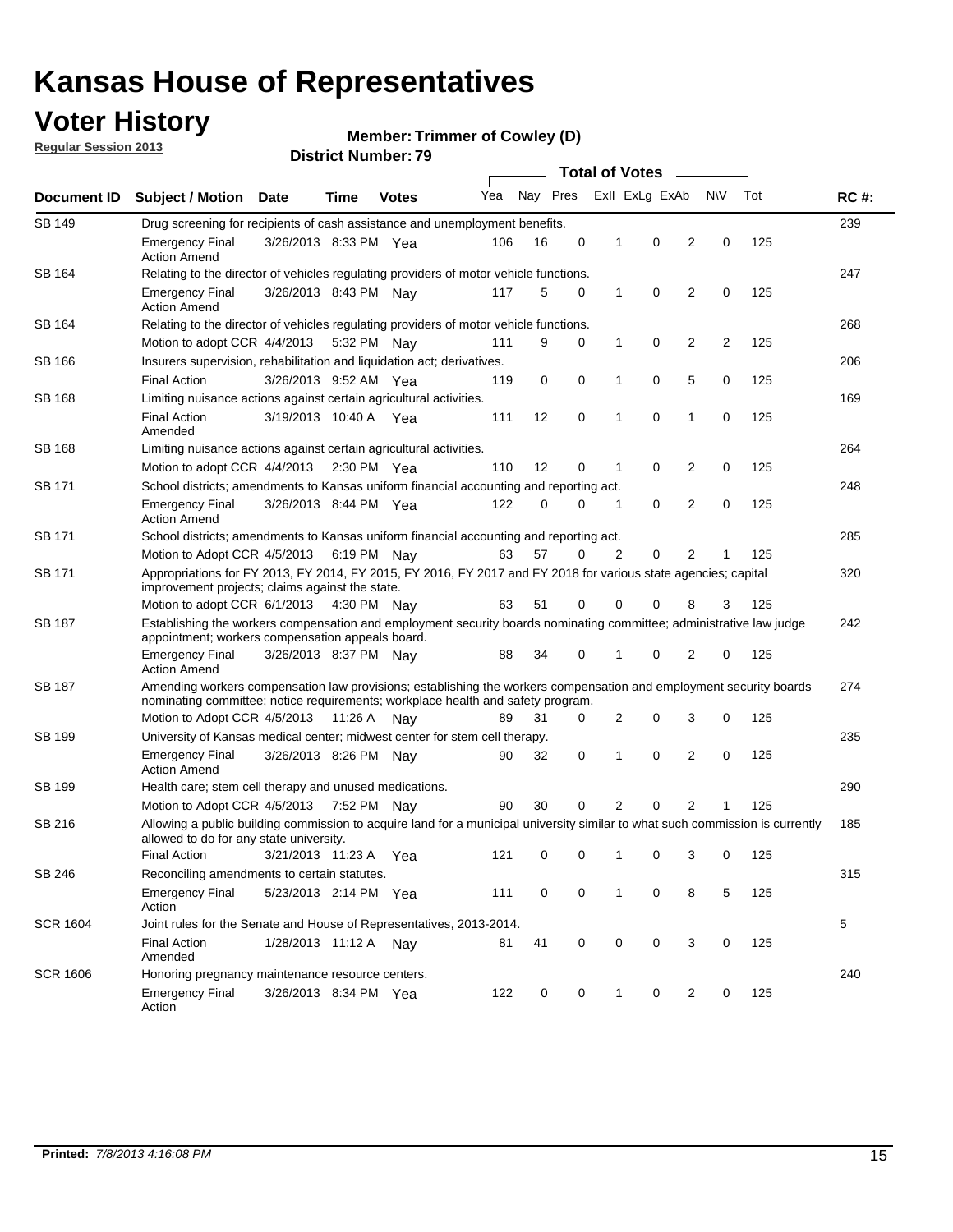# Kansas House of Representatives

## Voter History

**Regular Session 2013**

**Member: Trimmer of Cowley (D)**

**District Number: 79**

| Document ID | Subject / Motion | Date | Time | Votes | Yea | Nay | Pres | ExII | ExLg | ExAb | N\V | Tot | RC #: |
|---|---|---|---|---|---|---|---|---|---|---|---|---|---|
| SB 149 | Drug screening for recipients of cash assistance and unemployment benefits. | | | | | | | | | | | | 239 |
| | Emergency Final Action Amend | 3/26/2013 | 8:33 PM | Yea | 106 | 16 | 0 | 1 | 0 | 2 | 0 | 125 | |
| SB 164 | Relating to the director of vehicles regulating providers of motor vehicle functions. | | | | | | | | | | | | 247 |
| | Emergency Final Action Amend | 3/26/2013 | 8:43 PM | Nay | 117 | 5 | 0 | 1 | 0 | 2 | 0 | 125 | |
| SB 164 | Relating to the director of vehicles regulating providers of motor vehicle functions. | | | | | | | | | | | | 268 |
| | Motion to adopt CCR | 4/4/2013 | 5:32 PM | Nay | 111 | 9 | 0 | 1 | 0 | 2 | 2 | 125 | |
| SB 166 | Insurers supervision, rehabilitation and liquidation act; derivatives. | | | | | | | | | | | | 206 |
| | Final Action | 3/26/2013 | 9:52 AM | Yea | 119 | 0 | 0 | 1 | 0 | 5 | 0 | 125 | |
| SB 168 | Limiting nuisance actions against certain agricultural activities. | | | | | | | | | | | | 169 |
| | Final Action Amended | 3/19/2013 | 10:40 A | Yea | 111 | 12 | 0 | 1 | 0 | 1 | 0 | 125 | |
| SB 168 | Limiting nuisance actions against certain agricultural activities. | | | | | | | | | | | | 264 |
| | Motion to adopt CCR | 4/4/2013 | 2:30 PM | Yea | 110 | 12 | 0 | 1 | 0 | 2 | 0 | 125 | |
| SB 171 | School districts; amendments to Kansas uniform financial accounting and reporting act. | | | | | | | | | | | | 248 |
| | Emergency Final Action Amend | 3/26/2013 | 8:44 PM | Yea | 122 | 0 | 0 | 1 | 0 | 2 | 0 | 125 | |
| SB 171 | School districts; amendments to Kansas uniform financial accounting and reporting act. | | | | | | | | | | | | 285 |
| | Motion to Adopt CCR | 4/5/2013 | 6:19 PM | Nay | 63 | 57 | 0 | 2 | 0 | 2 | 1 | 125 | |
| SB 171 | Appropriations for FY 2013, FY 2014, FY 2015, FY 2016, FY 2017 and FY 2018 for various state agencies; capital improvement projects; claims against the state. | | | | | | | | | | | | 320 |
| | Motion to adopt CCR | 6/1/2013 | 4:30 PM | Nay | 63 | 51 | 0 | 0 | 0 | 8 | 3 | 125 | |
| SB 187 | Establishing the workers compensation and employment security boards nominating committee; administrative law judge appointment; workers compensation appeals board. | | | | | | | | | | | | 242 |
| | Emergency Final Action Amend | 3/26/2013 | 8:37 PM | Nay | 88 | 34 | 0 | 1 | 0 | 2 | 0 | 125 | |
| SB 187 | Amending workers compensation law provisions; establishing the workers compensation and employment security boards nominating committee; notice requirements; workplace health and safety program. | | | | | | | | | | | | 274 |
| | Motion to Adopt CCR | 4/5/2013 | 11:26 A | Nay | 89 | 31 | 0 | 2 | 0 | 3 | 0 | 125 | |
| SB 199 | University of Kansas medical center; midwest center for stem cell therapy. | | | | | | | | | | | | 235 |
| | Emergency Final Action Amend | 3/26/2013 | 8:26 PM | Nay | 90 | 32 | 0 | 1 | 0 | 2 | 0 | 125 | |
| SB 199 | Health care; stem cell therapy and unused medications. | | | | | | | | | | | | 290 |
| | Motion to Adopt CCR | 4/5/2013 | 7:52 PM | Nay | 90 | 30 | 0 | 2 | 0 | 2 | 1 | 125 | |
| SB 216 | Allowing a public building commission to acquire land for a municipal university similar to what such commission is currently allowed to do for any state university. | | | | | | | | | | | | 185 |
| | Final Action | 3/21/2013 | 11:23 A | Yea | 121 | 0 | 0 | 1 | 0 | 3 | 0 | 125 | |
| SB 246 | Reconciling amendments to certain statutes. | | | | | | | | | | | | 315 |
| | Emergency Final Action | 5/23/2013 | 2:14 PM | Yea | 111 | 0 | 0 | 1 | 0 | 8 | 5 | 125 | |
| SCR 1604 | Joint rules for the Senate and House of Representatives, 2013-2014. | | | | | | | | | | | | 5 |
| | Final Action Amended | 1/28/2013 | 11:12 A | Nay | 81 | 41 | 0 | 0 | 0 | 3 | 0 | 125 | |
| SCR 1606 | Honoring pregnancy maintenance resource centers. | | | | | | | | | | | | 240 |
| | Emergency Final Action | 3/26/2013 | 8:34 PM | Yea | 122 | 0 | 0 | 1 | 0 | 2 | 0 | 125 | |

**Printed:** *7/8/2013 4:16:08 PM*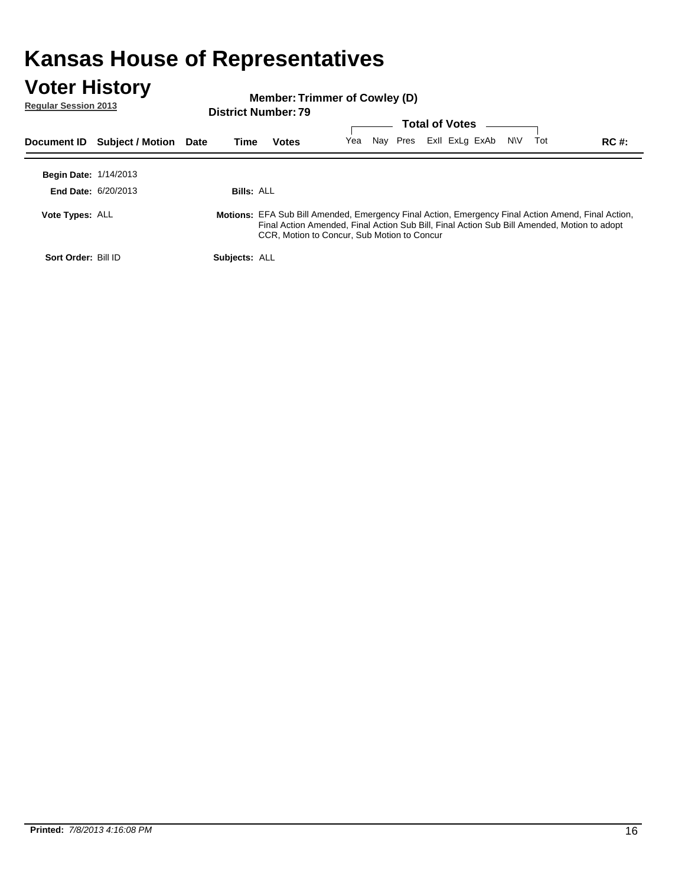# Kansas House of Representatives

## Voter History

**Regular Session 2013**

**Member: Trimmer of Cowley (D)**

**District Number: 79**

| Document ID | Subject / Motion | Date | Time | Votes | Yea | Nay | Pres | ExII | ExLg | ExAb | N\V | Tot | RC #: |
|---|---|---|---|---|---|---|---|---|---|---|---|---|---|

(Yea through Tot: Total of Votes)

**Begin Date:** 1/14/2013

**End Date:** 6/20/2013

**Bills:** ALL

**Vote Types:** ALL

**Motions:** EFA Sub Bill Amended, Emergency Final Action, Emergency Final Action Amend, Final Action, Final Action Amended, Final Action Sub Bill, Final Action Sub Bill Amended, Motion to adopt CCR, Motion to Concur, Sub Motion to Concur

**Sort Order:** Bill ID

**Subjects:** ALL

**Printed:** *7/8/2013 4:16:08 PM*